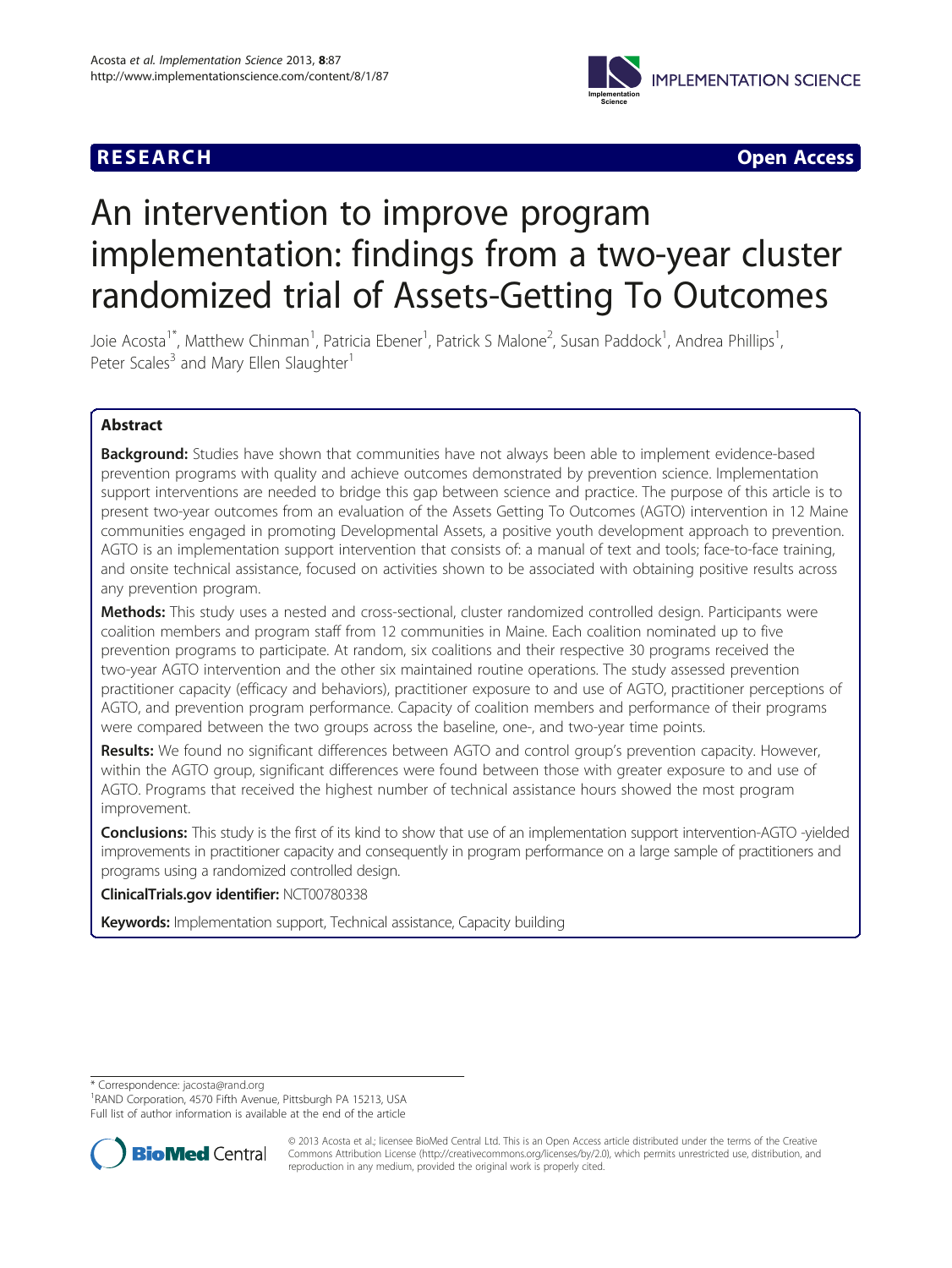**RESEARCH** **Open Access**

# An intervention to improve program implementation: findings from a two-year cluster randomized trial of Assets-Getting To Outcomes

Joie Acosta[1*], Matthew Chinman[1], Patricia Ebener[1], Patrick S Malone[2], Susan Paddock[1], Andrea Phillips[1], Peter Scales[3] and Mary Ellen Slaughter[1]

## Abstract

**Background:** Studies have shown that communities have not always been able to implement evidence-based prevention programs with quality and achieve outcomes demonstrated by prevention science. Implementation support interventions are needed to bridge this gap between science and practice. The purpose of this article is to present two-year outcomes from an evaluation of the Assets Getting To Outcomes (AGTO) intervention in 12 Maine communities engaged in promoting Developmental Assets, a positive youth development approach to prevention. AGTO is an implementation support intervention that consists of: a manual of text and tools; face-to-face training, and onsite technical assistance, focused on activities shown to be associated with obtaining positive results across any prevention program.

**Methods:** This study uses a nested and cross-sectional, cluster randomized controlled design. Participants were coalition members and program staff from 12 communities in Maine. Each coalition nominated up to five prevention programs to participate. At random, six coalitions and their respective 30 programs received the two-year AGTO intervention and the other six maintained routine operations. The study assessed prevention practitioner capacity (efficacy and behaviors), practitioner exposure to and use of AGTO, practitioner perceptions of AGTO, and prevention program performance. Capacity of coalition members and performance of their programs were compared between the two groups across the baseline, one-, and two-year time points.

**Results:** We found no significant differences between AGTO and control group's prevention capacity. However, within the AGTO group, significant differences were found between those with greater exposure to and use of AGTO. Programs that received the highest number of technical assistance hours showed the most program improvement.

**Conclusions:** This study is the first of its kind to show that use of an implementation support intervention-AGTO -yielded improvements in practitioner capacity and consequently in program performance on a large sample of practitioners and programs using a randomized controlled design.

**ClinicalTrials.gov identifier:** NCT00780338

**Keywords:** Implementation support, Technical assistance, Capacity building

\* Correspondence: jacosta@rand.org
[1]RAND Corporation, 4570 Fifth Avenue, Pittsburgh PA 15213, USA
Full list of author information is available at the end of the article

© 2013 Acosta et al.; licensee BioMed Central Ltd. This is an Open Access article distributed under the terms of the Creative Commons Attribution License (http://creativecommons.org/licenses/by/2.0), which permits unrestricted use, distribution, and reproduction in any medium, provided the original work is properly cited.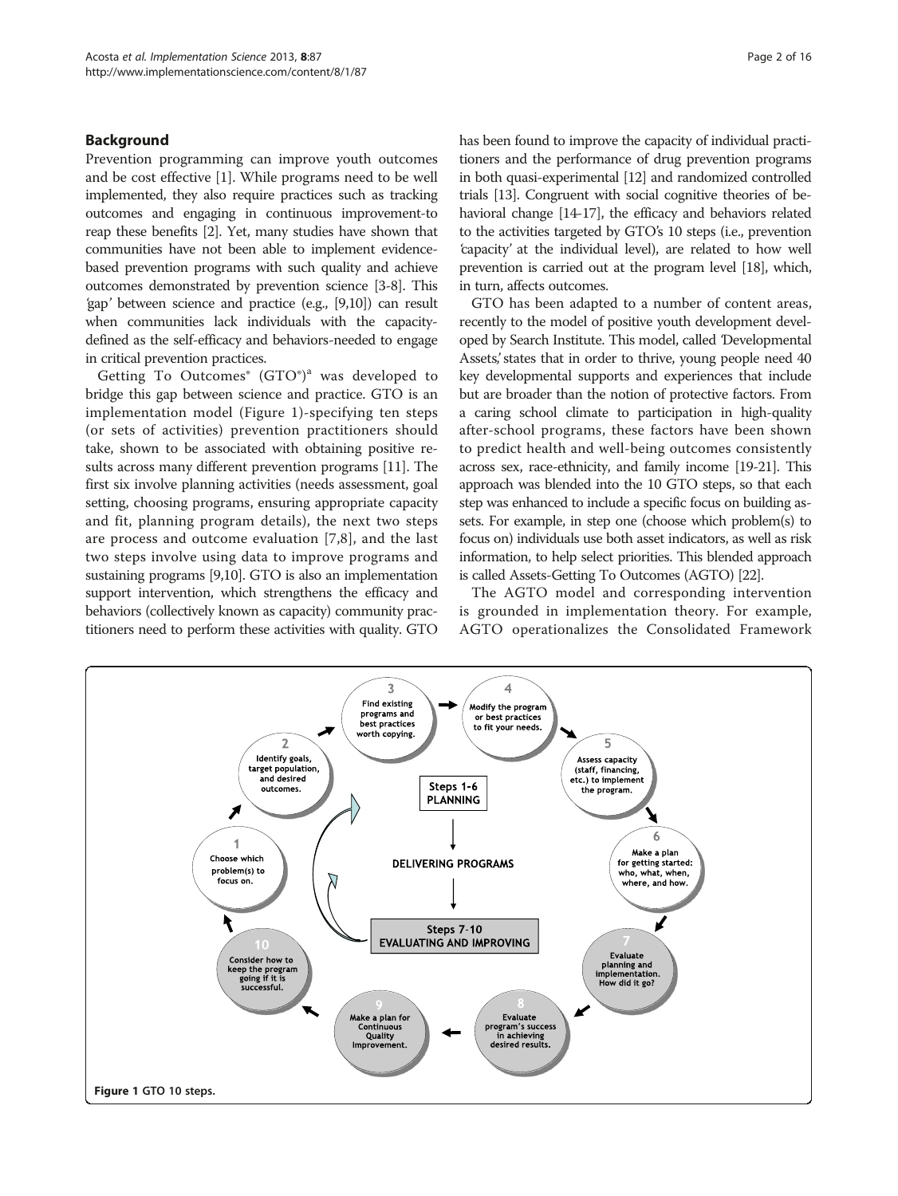## Background

Prevention programming can improve youth outcomes and be cost effective [1]. While programs need to be well implemented, they also require practices such as tracking outcomes and engaging in continuous improvement-to reap these benefits [2]. Yet, many studies have shown that communities have not been able to implement evidence-based prevention programs with such quality and achieve outcomes demonstrated by prevention science [3-8]. This 'gap' between science and practice (e.g., [9,10]) can result when communities lack individuals with the capacity-defined as the self-efficacy and behaviors-needed to engage in critical prevention practices.

Getting To Outcomes® (GTO®)[a] was developed to bridge this gap between science and practice. GTO is an implementation model (Figure 1)-specifying ten steps (or sets of activities) prevention practitioners should take, shown to be associated with obtaining positive results across many different prevention programs [11]. The first six involve planning activities (needs assessment, goal setting, choosing programs, ensuring appropriate capacity and fit, planning program details), the next two steps are process and outcome evaluation [7,8], and the last two steps involve using data to improve programs and sustaining programs [9,10]. GTO is also an implementation support intervention, which strengthens the efficacy and behaviors (collectively known as capacity) community practitioners need to perform these activities with quality. GTO has been found to improve the capacity of individual practitioners and the performance of drug prevention programs in both quasi-experimental [12] and randomized controlled trials [13]. Congruent with social cognitive theories of behavioral change [14-17], the efficacy and behaviors related to the activities targeted by GTO's 10 steps (i.e., prevention 'capacity' at the individual level), are related to how well prevention is carried out at the program level [18], which, in turn, affects outcomes.

GTO has been adapted to a number of content areas, recently to the model of positive youth development developed by Search Institute. This model, called 'Developmental Assets,' states that in order to thrive, young people need 40 key developmental supports and experiences that include but are broader than the notion of protective factors. From a caring school climate to participation in high-quality after-school programs, these factors have been shown to predict health and well-being outcomes consistently across sex, race-ethnicity, and family income [19-21]. This approach was blended into the 10 GTO steps, so that each step was enhanced to include a specific focus on building assets. For example, in step one (choose which problem(s) to focus on) individuals use both asset indicators, as well as risk information, to help select priorities. This blended approach is called Assets-Getting To Outcomes (AGTO) [22].

The AGTO model and corresponding intervention is grounded in implementation theory. For example, AGTO operationalizes the Consolidated Framework

Figure 1 GTO 10 steps.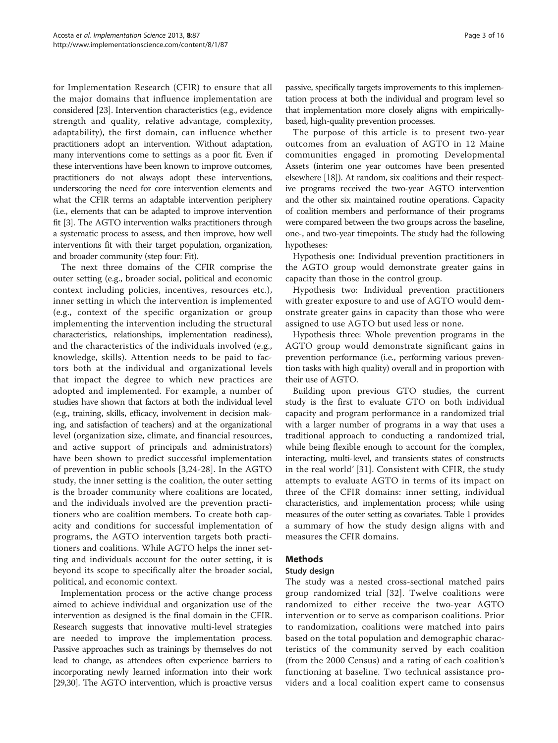for Implementation Research (CFIR) to ensure that all the major domains that influence implementation are considered [23]. Intervention characteristics (e.g., evidence strength and quality, relative advantage, complexity, adaptability), the first domain, can influence whether practitioners adopt an intervention. Without adaptation, many interventions come to settings as a poor fit. Even if these interventions have been known to improve outcomes, practitioners do not always adopt these interventions, underscoring the need for core intervention elements and what the CFIR terms an adaptable intervention periphery (i.e., elements that can be adapted to improve intervention fit [3]. The AGTO intervention walks practitioners through a systematic process to assess, and then improve, how well interventions fit with their target population, organization, and broader community (step four: Fit).

The next three domains of the CFIR comprise the outer setting (e.g., broader social, political and economic context including policies, incentives, resources etc.), inner setting in which the intervention is implemented (e.g., context of the specific organization or group implementing the intervention including the structural characteristics, relationships, implementation readiness), and the characteristics of the individuals involved (e.g., knowledge, skills). Attention needs to be paid to factors both at the individual and organizational levels that impact the degree to which new practices are adopted and implemented. For example, a number of studies have shown that factors at both the individual level (e.g., training, skills, efficacy, involvement in decision making, and satisfaction of teachers) and at the organizational level (organization size, climate, and financial resources, and active support of principals and administrators) have been shown to predict successful implementation of prevention in public schools [3,24-28]. In the AGTO study, the inner setting is the coalition, the outer setting is the broader community where coalitions are located, and the individuals involved are the prevention practitioners who are coalition members. To create both capacity and conditions for successful implementation of programs, the AGTO intervention targets both practitioners and coalitions. While AGTO helps the inner setting and individuals account for the outer setting, it is beyond its scope to specifically alter the broader social, political, and economic context.

Implementation process or the active change process aimed to achieve individual and organization use of the intervention as designed is the final domain in the CFIR. Research suggests that innovative multi-level strategies are needed to improve the implementation process. Passive approaches such as trainings by themselves do not lead to change, as attendees often experience barriers to incorporating newly learned information into their work [29,30]. The AGTO intervention, which is proactive versus passive, specifically targets improvements to this implementation process at both the individual and program level so that implementation more closely aligns with empirically-based, high-quality prevention processes.

The purpose of this article is to present two-year outcomes from an evaluation of AGTO in 12 Maine communities engaged in promoting Developmental Assets (interim one year outcomes have been presented elsewhere [18]). At random, six coalitions and their respective programs received the two-year AGTO intervention and the other six maintained routine operations. Capacity of coalition members and performance of their programs were compared between the two groups across the baseline, one-, and two-year timepoints. The study had the following hypotheses:

Hypothesis one: Individual prevention practitioners in the AGTO group would demonstrate greater gains in capacity than those in the control group.

Hypothesis two: Individual prevention practitioners with greater exposure to and use of AGTO would demonstrate greater gains in capacity than those who were assigned to use AGTO but used less or none.

Hypothesis three: Whole prevention programs in the AGTO group would demonstrate significant gains in prevention performance (i.e., performing various prevention tasks with high quality) overall and in proportion with their use of AGTO.

Building upon previous GTO studies, the current study is the first to evaluate GTO on both individual capacity and program performance in a randomized trial with a larger number of programs in a way that uses a traditional approach to conducting a randomized trial, while being flexible enough to account for the 'complex, interacting, multi-level, and transients states of constructs in the real world' [31]. Consistent with CFIR, the study attempts to evaluate AGTO in terms of its impact on three of the CFIR domains: inner setting, individual characteristics, and implementation process; while using measures of the outer setting as covariates. Table 1 provides a summary of how the study design aligns with and measures the CFIR domains.

## Methods

### Study design

The study was a nested cross-sectional matched pairs group randomized trial [32]. Twelve coalitions were randomized to either receive the two-year AGTO intervention or to serve as comparison coalitions. Prior to randomization, coalitions were matched into pairs based on the total population and demographic characteristics of the community served by each coalition (from the 2000 Census) and a rating of each coalition's functioning at baseline. Two technical assistance providers and a local coalition expert came to consensus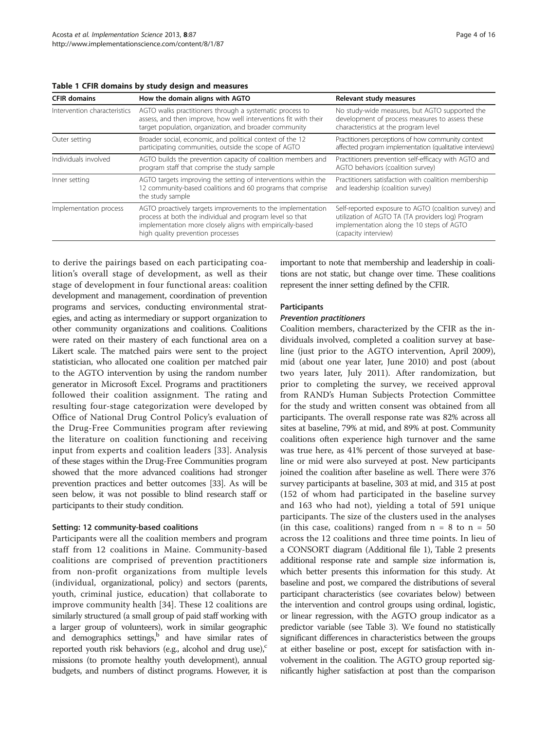**Table 1 CFIR domains by study design and measures**

| CFIR domains | How the domain aligns with AGTO | Relevant study measures |
| --- | --- | --- |
| Intervention characteristics | AGTO walks practitioners through a systematic process to assess, and then improve, how well interventions fit with their target population, organization, and broader community | No study-wide measures, but AGTO supported the development of process measures to assess these characteristics at the program level |
| Outer setting | Broader social, economic, and political context of the 12 participating communities, outside the scope of AGTO | Practitioners perceptions of how community context affected program implementation (qualitative interviews) |
| Individuals involved | AGTO builds the prevention capacity of coalition members and program staff that comprise the study sample | Practitioners prevention self-efficacy with AGTO and AGTO behaviors (coalition survey) |
| Inner setting | AGTO targets improving the setting of interventions within the 12 community-based coalitions and 60 programs that comprise the study sample | Practitioners satisfaction with coalition membership and leadership (coalition survey) |
| Implementation process | AGTO proactively targets improvements to the implementation process at both the individual and program level so that implementation more closely aligns with empirically-based high quality prevention processes | Self-reported exposure to AGTO (coalition survey) and utilization of AGTO TA (TA providers log) Program implementation along the 10 steps of AGTO (capacity interview) |

to derive the pairings based on each participating coalition's overall stage of development, as well as their stage of development in four functional areas: coalition development and management, coordination of prevention programs and services, conducting environmental strategies, and acting as intermediary or support organization to other community organizations and coalitions. Coalitions were rated on their mastery of each functional area on a Likert scale. The matched pairs were sent to the project statistician, who allocated one coalition per matched pair to the AGTO intervention by using the random number generator in Microsoft Excel. Programs and practitioners followed their coalition assignment. The rating and resulting four-stage categorization were developed by Office of National Drug Control Policy's evaluation of the Drug-Free Communities program after reviewing the literature on coalition functioning and receiving input from experts and coalition leaders [33]. Analysis of these stages within the Drug-Free Communities program showed that the more advanced coalitions had stronger prevention practices and better outcomes [33]. As will be seen below, it was not possible to blind research staff or participants to their study condition.

### Setting: 12 community-based coalitions

Participants were all the coalition members and program staff from 12 coalitions in Maine. Community-based coalitions are comprised of prevention practitioners from non-profit organizations from multiple levels (individual, organizational, policy) and sectors (parents, youth, criminal justice, education) that collaborate to improve community health [34]. These 12 coalitions are similarly structured (a small group of paid staff working with a larger group of volunteers), work in similar geographic and demographics settings,[b] and have similar rates of reported youth risk behaviors (e.g., alcohol and drug use),[c] missions (to promote healthy youth development), annual budgets, and numbers of distinct programs. However, it is important to note that membership and leadership in coalitions are not static, but change over time. These coalitions represent the inner setting defined by the CFIR.

### Participants

#### *Prevention practitioners*

Coalition members, characterized by the CFIR as the individuals involved, completed a coalition survey at baseline (just prior to the AGTO intervention, April 2009), mid (about one year later, June 2010) and post (about two years later, July 2011). After randomization, but prior to completing the survey, we received approval from RAND's Human Subjects Protection Committee for the study and written consent was obtained from all participants. The overall response rate was 82% across all sites at baseline, 79% at mid, and 89% at post. Community coalitions often experience high turnover and the same was true here, as 41% percent of those surveyed at baseline or mid were also surveyed at post. New participants joined the coalition after baseline as well. There were 376 survey participants at baseline, 303 at mid, and 315 at post (152 of whom had participated in the baseline survey and 163 who had not), yielding a total of 591 unique participants. The size of the clusters used in the analyses (in this case, coalitions) ranged from n = 8 to n = 50 across the 12 coalitions and three time points. In lieu of a CONSORT diagram (Additional file 1), Table 2 presents additional response rate and sample size information is, which better presents this information for this study. At baseline and post, we compared the distributions of several participant characteristics (see covariates below) between the intervention and control groups using ordinal, logistic, or linear regression, with the AGTO group indicator as a predictor variable (see Table 3). We found no statistically significant differences in characteristics between the groups at either baseline or post, except for satisfaction with involvement in the coalition. The AGTO group reported significantly higher satisfaction at post than the comparison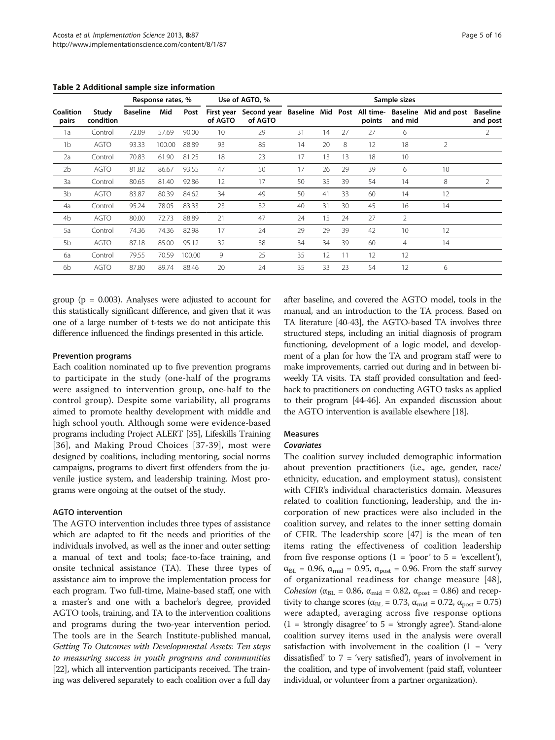**Table 2 Additional sample size information**

| | | Response rates, % | | | Use of AGTO, % | | Sample sizes | | | | | | |
|---|---|---|---|---|---|---|---|---|---|---|---|---|---|
| Coalition pairs | Study condition | Baseline | Mid | Post | First year of AGTO | Second year of AGTO | Baseline | Mid | Post | All time-points | Baseline and mid | Mid and post | Baseline and post |
| 1a | Control | 72.09 | 57.69 | 90.00 | 10 | 29 | 31 | 14 | 27 | 27 | 6 | | 2 |
| 1b | AGTO | 93.33 | 100.00 | 88.89 | 93 | 85 | 14 | 20 | 8 | 12 | 18 | 2 | |
| 2a | Control | 70.83 | 61.90 | 81.25 | 18 | 23 | 17 | 13 | 13 | 18 | 10 | | |
| 2b | AGTO | 81.82 | 86.67 | 93.55 | 47 | 50 | 17 | 26 | 29 | 39 | 6 | 10 | |
| 3a | Control | 80.65 | 81.40 | 92.86 | 12 | 17 | 50 | 35 | 39 | 54 | 14 | 8 | 2 |
| 3b | AGTO | 83.87 | 80.39 | 84.62 | 34 | 49 | 50 | 41 | 33 | 60 | 14 | 12 | |
| 4a | Control | 95.24 | 78.05 | 83.33 | 23 | 32 | 40 | 31 | 30 | 45 | 16 | 14 | |
| 4b | AGTO | 80.00 | 72.73 | 88.89 | 21 | 47 | 24 | 15 | 24 | 27 | 2 | | |
| 5a | Control | 74.36 | 74.36 | 82.98 | 17 | 24 | 29 | 29 | 39 | 42 | 10 | 12 | |
| 5b | AGTO | 87.18 | 85.00 | 95.12 | 32 | 38 | 34 | 34 | 39 | 60 | 4 | 14 | |
| 6a | Control | 79.55 | 70.59 | 100.00 | 9 | 25 | 35 | 12 | 11 | 12 | 12 | | |
| 6b | AGTO | 87.80 | 89.74 | 88.46 | 20 | 24 | 35 | 33 | 23 | 54 | 12 | 6 | |

group ($p = 0.003$). Analyses were adjusted to account for this statistically significant difference, and given that it was one of a large number of t-tests we do not anticipate this difference influenced the findings presented in this article.

### Prevention programs

Each coalition nominated up to five prevention programs to participate in the study (one-half of the programs were assigned to intervention group, one-half to the control group). Despite some variability, all programs aimed to promote healthy development with middle and high school youth. Although some were evidence-based programs including Project ALERT [35], Lifeskills Training [36], and Making Proud Choices [37-39], most were designed by coalitions, including mentoring, social norms campaigns, programs to divert first offenders from the juvenile justice system, and leadership training. Most programs were ongoing at the outset of the study.

### AGTO intervention

The AGTO intervention includes three types of assistance which are adapted to fit the needs and priorities of the individuals involved, as well as the inner and outer setting: a manual of text and tools; face-to-face training, and onsite technical assistance (TA). These three types of assistance aim to improve the implementation process for each program. Two full-time, Maine-based staff, one with a master's and one with a bachelor's degree, provided AGTO tools, training, and TA to the intervention coalitions and programs during the two-year intervention period. The tools are in the Search Institute-published manual, *Getting To Outcomes with Developmental Assets: Ten steps to measuring success in youth programs and communities* [22], which all intervention participants received. The training was delivered separately to each coalition over a full day after baseline, and covered the AGTO model, tools in the manual, and an introduction to the TA process. Based on TA literature [40-43], the AGTO-based TA involves three structured steps, including an initial diagnosis of program functioning, development of a logic model, and development of a plan for how the TA and program staff were to make improvements, carried out during and in between biweekly TA visits. TA staff provided consultation and feedback to practitioners on conducting AGTO tasks as applied to their program [44-46]. An expanded discussion about the AGTO intervention is available elsewhere [18].

### Measures

#### *Covariates*

The coalition survey included demographic information about prevention practitioners (i.e., age, gender, race/ethnicity, education, and employment status), consistent with CFIR's individual characteristics domain. Measures related to coalition functioning, leadership, and the incorporation of new practices were also included in the coalition survey, and relates to the inner setting domain of CFIR. The leadership score [47] is the mean of ten items rating the effectiveness of coalition leadership from five response options (1 = 'poor' to 5 = 'excellent'), $\alpha_{BL} = 0.96$, $\alpha_{mid} = 0.95$, $\alpha_{post} = 0.96$. From the staff survey of organizational readiness for change measure [48], *Cohesion* ($\alpha_{BL} = 0.86$, $\alpha_{mid} = 0.82$, $\alpha_{post} = 0.86$) and receptivity to change scores ($\alpha_{BL} = 0.73$, $\alpha_{mid} = 0.72$, $\alpha_{post} = 0.75$) were adapted, averaging across five response options (1 = 'strongly disagree' to 5 = 'strongly agree'). Stand-alone coalition survey items used in the analysis were overall satisfaction with involvement in the coalition (1 = 'very dissatisfied' to 7 = 'very satisfied'), years of involvement in the coalition, and type of involvement (paid staff, volunteer individual, or volunteer from a partner organization).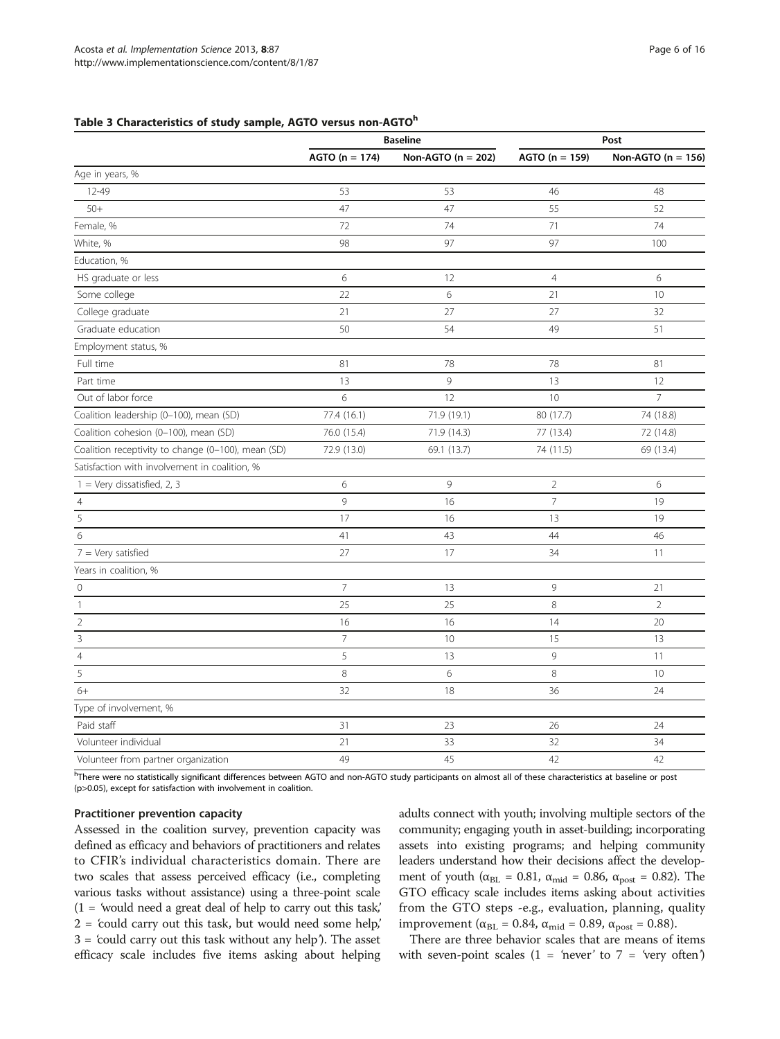**Table 3 Characteristics of study sample, AGTO versus non-AGTO[h]**

| | Baseline | | Post | |
|---|---|---|---|---|
| | AGTO (n = 174) | Non-AGTO (n = 202) | AGTO (n = 159) | Non-AGTO (n = 156) |
| Age in years, % | | | | |
| 12-49 | 53 | 53 | 46 | 48 |
| 50+ | 47 | 47 | 55 | 52 |
| Female, % | 72 | 74 | 71 | 74 |
| White, % | 98 | 97 | 97 | 100 |
| Education, % | | | | |
| HS graduate or less | 6 | 12 | 4 | 6 |
| Some college | 22 | 6 | 21 | 10 |
| College graduate | 21 | 27 | 27 | 32 |
| Graduate education | 50 | 54 | 49 | 51 |
| Employment status, % | | | | |
| Full time | 81 | 78 | 78 | 81 |
| Part time | 13 | 9 | 13 | 12 |
| Out of labor force | 6 | 12 | 10 | 7 |
| Coalition leadership (0–100), mean (SD) | 77.4 (16.1) | 71.9 (19.1) | 80 (17.7) | 74 (18.8) |
| Coalition cohesion (0–100), mean (SD) | 76.0 (15.4) | 71.9 (14.3) | 77 (13.4) | 72 (14.8) |
| Coalition receptivity to change (0–100), mean (SD) | 72.9 (13.0) | 69.1 (13.7) | 74 (11.5) | 69 (13.4) |
| Satisfaction with involvement in coalition, % | | | | |
| 1 = Very dissatisfied, 2, 3 | 6 | 9 | 2 | 6 |
| 4 | 9 | 16 | 7 | 19 |
| 5 | 17 | 16 | 13 | 19 |
| 6 | 41 | 43 | 44 | 46 |
| 7 = Very satisfied | 27 | 17 | 34 | 11 |
| Years in coalition, % | | | | |
| 0 | 7 | 13 | 9 | 21 |
| 1 | 25 | 25 | 8 | 2 |
| 2 | 16 | 16 | 14 | 20 |
| 3 | 7 | 10 | 15 | 13 |
| 4 | 5 | 13 | 9 | 11 |
| 5 | 8 | 6 | 8 | 10 |
| 6+ | 32 | 18 | 36 | 24 |
| Type of involvement, % | | | | |
| Paid staff | 31 | 23 | 26 | 24 |
| Volunteer individual | 21 | 33 | 32 | 34 |
| Volunteer from partner organization | 49 | 45 | 42 | 42 |

[h]There were no statistically significant differences between AGTO and non-AGTO study participants on almost all of these characteristics at baseline or post ($p > 0.05$), except for satisfaction with involvement in coalition.

#### Practitioner prevention capacity

Assessed in the coalition survey, prevention capacity was defined as efficacy and behaviors of practitioners and relates to CFIR's individual characteristics domain. There are two scales that assess perceived efficacy (i.e., completing various tasks without assistance) using a three-point scale (1 = 'would need a great deal of help to carry out this task,' 2 = 'could carry out this task, but would need some help,' 3 = 'could carry out this task without any help'). The asset efficacy scale includes five items asking about helping adults connect with youth; involving multiple sectors of the community; engaging youth in asset-building; incorporating assets into existing programs; and helping community leaders understand how their decisions affect the development of youth ($\alpha_{BL} = 0.81$, $\alpha_{mid} = 0.86$, $\alpha_{post} = 0.82$). The GTO efficacy scale includes items asking about activities from the GTO steps -e.g., evaluation, planning, quality improvement ($\alpha_{BL} = 0.84$, $\alpha_{mid} = 0.89$, $\alpha_{post} = 0.88$).

There are three behavior scales that are means of items with seven-point scales (1 = 'never' to 7 = 'very often')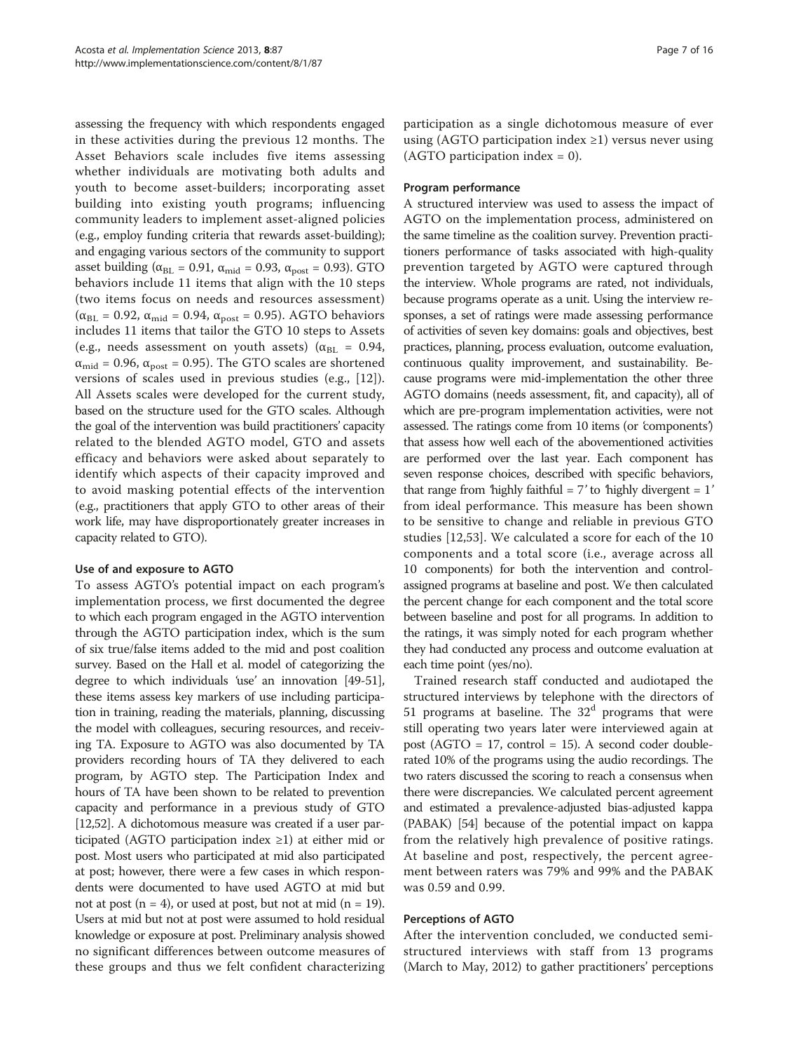assessing the frequency with which respondents engaged in these activities during the previous 12 months. The Asset Behaviors scale includes five items assessing whether individuals are motivating both adults and youth to become asset-builders; incorporating asset building into existing youth programs; influencing community leaders to implement asset-aligned policies (e.g., employ funding criteria that rewards asset-building); and engaging various sectors of the community to support asset building ($\alpha_{BL}$ = 0.91, $\alpha_{mid}$ = 0.93, $\alpha_{post}$ = 0.93). GTO behaviors include 11 items that align with the 10 steps (two items focus on needs and resources assessment) ($\alpha_{BL}$ = 0.92, $\alpha_{mid}$ = 0.94, $\alpha_{post}$ = 0.95). AGTO behaviors includes 11 items that tailor the GTO 10 steps to Assets (e.g., needs assessment on youth assets) ($\alpha_{BL}$ = 0.94, $\alpha_{mid}$ = 0.96, $\alpha_{post}$ = 0.95). The GTO scales are shortened versions of scales used in previous studies (e.g., [12]). All Assets scales were developed for the current study, based on the structure used for the GTO scales. Although the goal of the intervention was build practitioners' capacity related to the blended AGTO model, GTO and assets efficacy and behaviors were asked about separately to identify which aspects of their capacity improved and to avoid masking potential effects of the intervention (e.g., practitioners that apply GTO to other areas of their work life, may have disproportionately greater increases in capacity related to GTO).

#### Use of and exposure to AGTO

To assess AGTO's potential impact on each program's implementation process, we first documented the degree to which each program engaged in the AGTO intervention through the AGTO participation index, which is the sum of six true/false items added to the mid and post coalition survey. Based on the Hall et al. model of categorizing the degree to which individuals 'use' an innovation [49-51], these items assess key markers of use including participation in training, reading the materials, planning, discussing the model with colleagues, securing resources, and receiving TA. Exposure to AGTO was also documented by TA providers recording hours of TA they delivered to each program, by AGTO step. The Participation Index and hours of TA have been shown to be related to prevention capacity and performance in a previous study of GTO [12,52]. A dichotomous measure was created if a user participated (AGTO participation index ≥1) at either mid or post. Most users who participated at mid also participated at post; however, there were a few cases in which respondents were documented to have used AGTO at mid but not at post (n = 4), or used at post, but not at mid (n = 19). Users at mid but not at post were assumed to hold residual knowledge or exposure at post. Preliminary analysis showed no significant differences between outcome measures of these groups and thus we felt confident characterizing participation as a single dichotomous measure of ever using (AGTO participation index ≥1) versus never using (AGTO participation index = 0).

#### Program performance

A structured interview was used to assess the impact of AGTO on the implementation process, administered on the same timeline as the coalition survey. Prevention practitioners performance of tasks associated with high-quality prevention targeted by AGTO were captured through the interview. Whole programs are rated, not individuals, because programs operate as a unit. Using the interview responses, a set of ratings were made assessing performance of activities of seven key domains: goals and objectives, best practices, planning, process evaluation, outcome evaluation, continuous quality improvement, and sustainability. Because programs were mid-implementation the other three AGTO domains (needs assessment, fit, and capacity), all of which are pre-program implementation activities, were not assessed. The ratings come from 10 items (or 'components') that assess how well each of the abovementioned activities are performed over the last year. Each component has seven response choices, described with specific behaviors, that range from 'highly faithful = 7' to 'highly divergent = 1' from ideal performance. This measure has been shown to be sensitive to change and reliable in previous GTO studies [12,53]. We calculated a score for each of the 10 components and a total score (i.e., average across all 10 components) for both the intervention and control-assigned programs at baseline and post. We then calculated the percent change for each component and the total score between baseline and post for all programs. In addition to the ratings, it was simply noted for each program whether they had conducted any process and outcome evaluation at each time point (yes/no).

Trained research staff conducted and audiotaped the structured interviews by telephone with the directors of 51 programs at baseline. The 32[d] programs that were still operating two years later were interviewed again at post (AGTO = 17, control = 15). A second coder double-rated 10% of the programs using the audio recordings. The two raters discussed the scoring to reach a consensus when there were discrepancies. We calculated percent agreement and estimated a prevalence-adjusted bias-adjusted kappa (PABAK) [54] because of the potential impact on kappa from the relatively high prevalence of positive ratings. At baseline and post, respectively, the percent agreement between raters was 79% and 99% and the PABAK was 0.59 and 0.99.

#### Perceptions of AGTO

After the intervention concluded, we conducted semi-structured interviews with staff from 13 programs (March to May, 2012) to gather practitioners' perceptions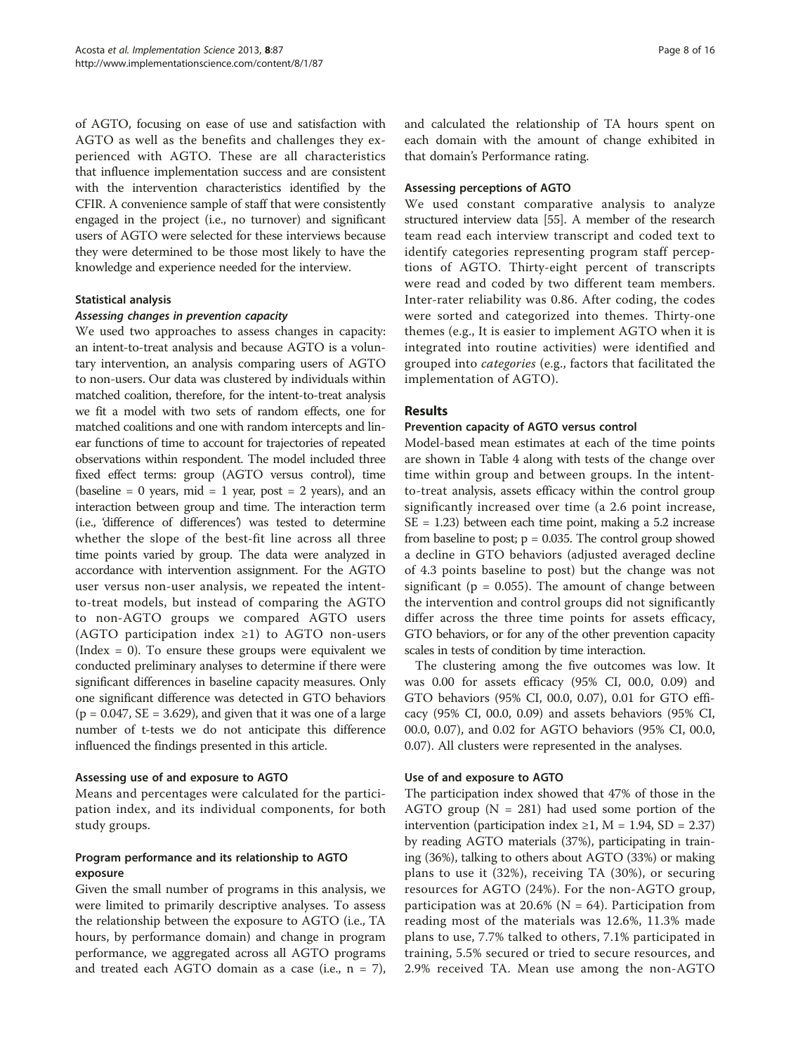of AGTO, focusing on ease of use and satisfaction with AGTO as well as the benefits and challenges they experienced with AGTO. These are all characteristics that influence implementation success and are consistent with the intervention characteristics identified by the CFIR. A convenience sample of staff that were consistently engaged in the project (i.e., no turnover) and significant users of AGTO were selected for these interviews because they were determined to be those most likely to have the knowledge and experience needed for the interview.

### Statistical analysis

#### *Assessing changes in prevention capacity*

We used two approaches to assess changes in capacity: an intent-to-treat analysis and because AGTO is a voluntary intervention, an analysis comparing users of AGTO to non-users. Our data was clustered by individuals within matched coalition, therefore, for the intent-to-treat analysis we fit a model with two sets of random effects, one for matched coalitions and one with random intercepts and linear functions of time to account for trajectories of repeated observations within respondent. The model included three fixed effect terms: group (AGTO versus control), time (baseline = 0 years, mid = 1 year, post = 2 years), and an interaction between group and time. The interaction term (i.e., 'difference of differences') was tested to determine whether the slope of the best-fit line across all three time points varied by group. The data were analyzed in accordance with intervention assignment. For the AGTO user versus non-user analysis, we repeated the intent-to-treat models, but instead of comparing the AGTO to non-AGTO groups we compared AGTO users (AGTO participation index ≥1) to AGTO non-users (Index = 0). To ensure these groups were equivalent we conducted preliminary analyses to determine if there were significant differences in baseline capacity measures. Only one significant difference was detected in GTO behaviors ($p = 0.047$, $SE = 3.629$), and given that it was one of a large number of t-tests we do not anticipate this difference influenced the findings presented in this article.

### Assessing use of and exposure to AGTO

Means and percentages were calculated for the participation index, and its individual components, for both study groups.

### Program performance and its relationship to AGTO exposure

Given the small number of programs in this analysis, we were limited to primarily descriptive analyses. To assess the relationship between the exposure to AGTO (i.e., TA hours, by performance domain) and change in program performance, we aggregated across all AGTO programs and treated each AGTO domain as a case (i.e., $n = 7$), and calculated the relationship of TA hours spent on each domain with the amount of change exhibited in that domain's Performance rating.

### Assessing perceptions of AGTO

We used constant comparative analysis to analyze structured interview data [55]. A member of the research team read each interview transcript and coded text to identify categories representing program staff perceptions of AGTO. Thirty-eight percent of transcripts were read and coded by two different team members. Inter-rater reliability was 0.86. After coding, the codes were sorted and categorized into themes. Thirty-one themes (e.g., It is easier to implement AGTO when it is integrated into routine activities) were identified and grouped into *categories* (e.g., factors that facilitated the implementation of AGTO).

## Results

### Prevention capacity of AGTO versus control

Model-based mean estimates at each of the time points are shown in Table 4 along with tests of the change over time within group and between groups. In the intent-to-treat analysis, assets efficacy within the control group significantly increased over time (a 2.6 point increase, $SE = 1.23$) between each time point, making a 5.2 increase from baseline to post; $p = 0.035$. The control group showed a decline in GTO behaviors (adjusted averaged decline of 4.3 points baseline to post) but the change was not significant ($p = 0.055$). The amount of change between the intervention and control groups did not significantly differ across the three time points for assets efficacy, GTO behaviors, or for any of the other prevention capacity scales in tests of condition by time interaction.

The clustering among the five outcomes was low. It was 0.00 for assets efficacy (95% CI, 00.0, 0.09) and GTO behaviors (95% CI, 00.0, 0.07), 0.01 for GTO efficacy (95% CI, 00.0, 0.09) and assets behaviors (95% CI, 00.0, 0.07), and 0.02 for AGTO behaviors (95% CI, 00.0, 0.07). All clusters were represented in the analyses.

### Use of and exposure to AGTO

The participation index showed that 47% of those in the AGTO group ($N = 281$) had used some portion of the intervention (participation index ≥1, $M = 1.94$, $SD = 2.37$) by reading AGTO materials (37%), participating in training (36%), talking to others about AGTO (33%) or making plans to use it (32%), receiving TA (30%), or securing resources for AGTO (24%). For the non-AGTO group, participation was at 20.6% ($N = 64$). Participation from reading most of the materials was 12.6%, 11.3% made plans to use, 7.7% talked to others, 7.1% participated in training, 5.5% secured or tried to secure resources, and 2.9% received TA. Mean use among the non-AGTO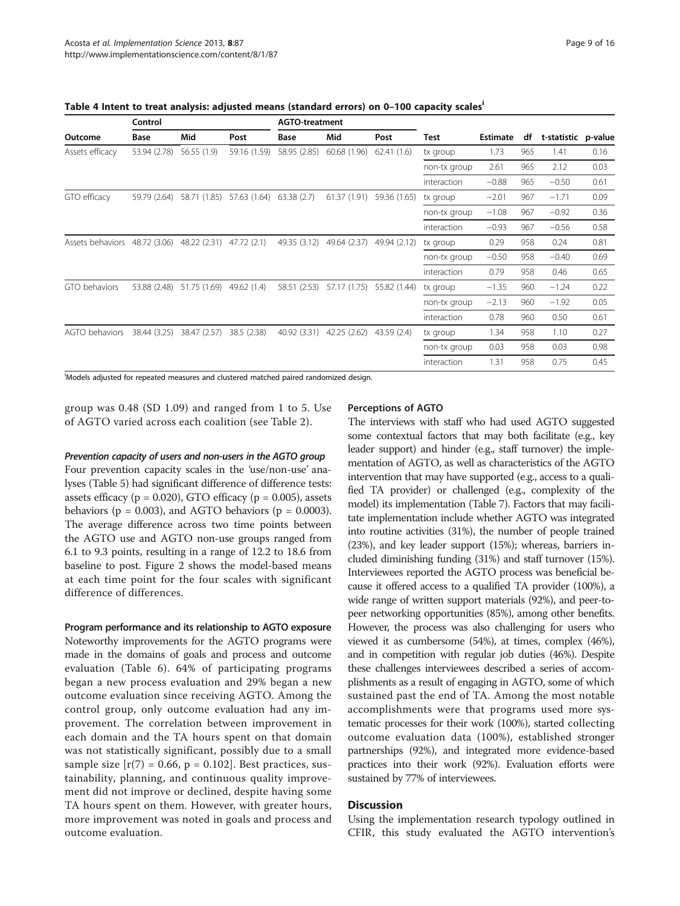**Table 4 Intent to treat analysis: adjusted means (standard errors) on 0–100 capacity scales[i]**

| | Control | | | AGTO-treatment | | | | | | | |
|---|---|---|---|---|---|---|---|---|---|---|---|
| Outcome | Base | Mid | Post | Base | Mid | Post | Test | Estimate | df | t-statistic | p-value |
| Assets efficacy | 53.94 (2.78) | 56.55 (1.9) | 59.16 (1.59) | 58.95 (2.85) | 60.68 (1.96) | 62.41 (1.6) | tx group | 1.73 | 965 | 1.41 | 0.16 |
| | | | | | | | non-tx group | 2.61 | 965 | 2.12 | 0.03 |
| | | | | | | | interaction | −0.88 | 965 | −0.50 | 0.61 |
| GTO efficacy | 59.79 (2.64) | 58.71 (1.85) | 57.63 (1.64) | 63.38 (2.7) | 61.37 (1.91) | 59.36 (1.65) | tx group | −2.01 | 967 | −1.71 | 0.09 |
| | | | | | | | non-tx group | −1.08 | 967 | −0.92 | 0.36 |
| | | | | | | | interaction | −0.93 | 967 | −0.56 | 0.58 |
| Assets behaviors | 48.72 (3.06) | 48.22 (2.31) | 47.72 (2.1) | 49.35 (3.12) | 49.64 (2.37) | 49.94 (2.12) | tx group | 0.29 | 958 | 0.24 | 0.81 |
| | | | | | | | non-tx group | −0.50 | 958 | −0.40 | 0.69 |
| | | | | | | | interaction | 0.79 | 958 | 0.46 | 0.65 |
| GTO behaviors | 53.88 (2.48) | 51.75 (1.69) | 49.62 (1.4) | 58.51 (2.53) | 57.17 (1.75) | 55.82 (1.44) | tx group | −1.35 | 960 | −1.24 | 0.22 |
| | | | | | | | non-tx group | −2.13 | 960 | −1.92 | 0.05 |
| | | | | | | | interaction | 0.78 | 960 | 0.50 | 0.61 |
| AGTO behaviors | 38.44 (3.25) | 38.47 (2.57) | 38.5 (2.38) | 40.92 (3.31) | 42.25 (2.62) | 43.59 (2.4) | tx group | 1.34 | 958 | 1.10 | 0.27 |
| | | | | | | | non-tx group | 0.03 | 958 | 0.03 | 0.98 |
| | | | | | | | interaction | 1.31 | 958 | 0.75 | 0.45 |

[i]Models adjusted for repeated measures and clustered matched paired randomized design.

group was 0.48 (SD 1.09) and ranged from 1 to 5. Use of AGTO varied across each coalition (see Table 2).

#### *Prevention capacity of users and non-users in the AGTO group*

Four prevention capacity scales in the 'use/non-use' analyses (Table 5) had significant difference of difference tests: assets efficacy ($p = 0.020$), GTO efficacy ($p = 0.005$), assets behaviors ($p = 0.003$), and AGTO behaviors ($p = 0.0003$). The average difference across two time points between the AGTO use and AGTO non-use groups ranged from 6.1 to 9.3 points, resulting in a range of 12.2 to 18.6 from baseline to post. Figure 2 shows the model-based means at each time point for the four scales with significant difference of differences.

### Program performance and its relationship to AGTO exposure

Noteworthy improvements for the AGTO programs were made in the domains of goals and process and outcome evaluation (Table 6). 64% of participating programs began a new process evaluation and 29% began a new outcome evaluation since receiving AGTO. Among the control group, only outcome evaluation had any improvement. The correlation between improvement in each domain and the TA hours spent on that domain was not statistically significant, possibly due to a small sample size [$r(7) = 0.66$, $p = 0.102$]. Best practices, sustainability, planning, and continuous quality improvement did not improve or declined, despite having some TA hours spent on them. However, with greater hours, more improvement was noted in goals and process and outcome evaluation.

### Perceptions of AGTO

The interviews with staff who had used AGTO suggested some contextual factors that may both facilitate (e.g., key leader support) and hinder (e.g., staff turnover) the implementation of AGTO, as well as characteristics of the AGTO intervention that may have supported (e.g., access to a qualified TA provider) or challenged (e.g., complexity of the model) its implementation (Table 7). Factors that may facilitate implementation include whether AGTO was integrated into routine activities (31%), the number of people trained (23%), and key leader support (15%); whereas, barriers included diminishing funding (31%) and staff turnover (15%). Interviewees reported the AGTO process was beneficial because it offered access to a qualified TA provider (100%), a wide range of written support materials (92%), and peer-to-peer networking opportunities (85%), among other benefits. However, the process was also challenging for users who viewed it as cumbersome (54%), at times, complex (46%), and in competition with regular job duties (46%). Despite these challenges interviewees described a series of accomplishments as a result of engaging in AGTO, some of which sustained past the end of TA. Among the most notable accomplishments were that programs used more systematic processes for their work (100%), started collecting outcome evaluation data (100%), established stronger partnerships (92%), and integrated more evidence-based practices into their work (92%). Evaluation efforts were sustained by 77% of interviewees.

## Discussion

Using the implementation research typology outlined in CFIR, this study evaluated the AGTO intervention's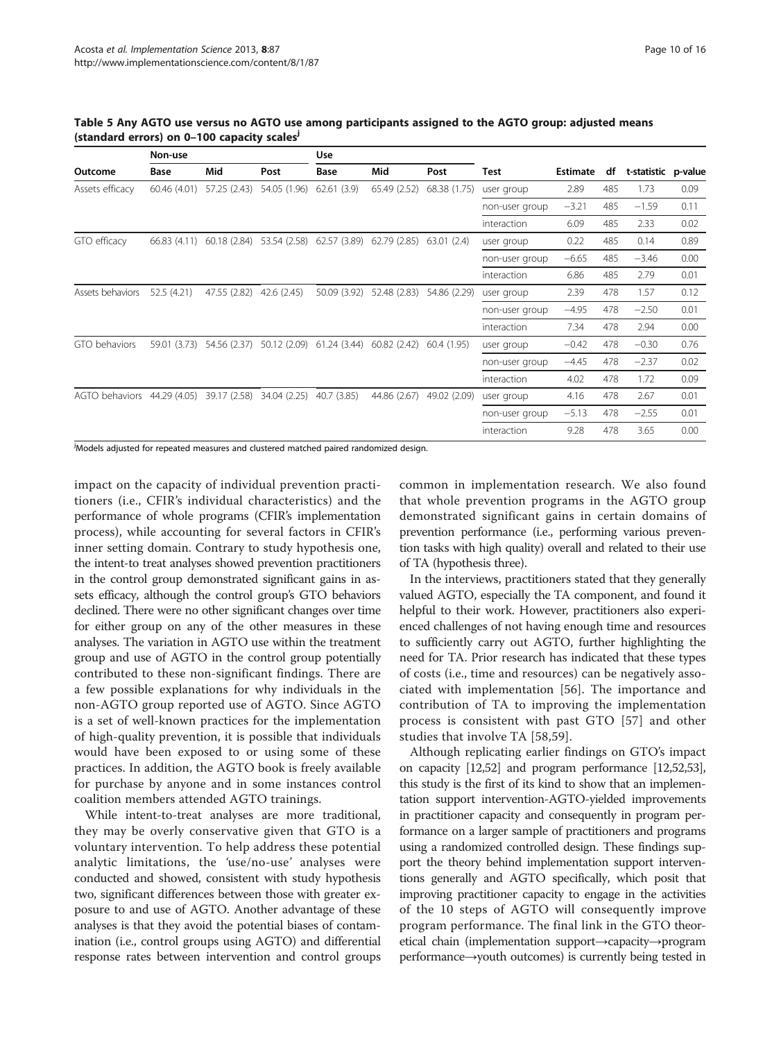**Table 5 Any AGTO use versus no AGTO use among participants assigned to the AGTO group: adjusted means (standard errors) on 0–100 capacity scales[j]**

| | Non-use | | | Use | | | | | | | |
|---|---|---|---|---|---|---|---|---|---|---|---|
| Outcome | Base | Mid | Post | Base | Mid | Post | Test | Estimate | df | t-statistic | p-value |
| Assets efficacy | 60.46 (4.01) | 57.25 (2.43) | 54.05 (1.96) | 62.61 (3.9) | 65.49 (2.52) | 68.38 (1.75) | user group | 2.89 | 485 | 1.73 | 0.09 |
| | | | | | | | non-user group | −3.21 | 485 | −1.59 | 0.11 |
| | | | | | | | interaction | 6.09 | 485 | 2.33 | 0.02 |
| GTO efficacy | 66.83 (4.11) | 60.18 (2.84) | 53.54 (2.58) | 62.57 (3.89) | 62.79 (2.85) | 63.01 (2.4) | user group | 0.22 | 485 | 0.14 | 0.89 |
| | | | | | | | non-user group | −6.65 | 485 | −3.46 | 0.00 |
| | | | | | | | interaction | 6.86 | 485 | 2.79 | 0.01 |
| Assets behaviors | 52.5 (4.21) | 47.55 (2.82) | 42.6 (2.45) | 50.09 (3.92) | 52.48 (2.83) | 54.86 (2.29) | user group | 2.39 | 478 | 1.57 | 0.12 |
| | | | | | | | non-user group | −4.95 | 478 | −2.50 | 0.01 |
| | | | | | | | interaction | 7.34 | 478 | 2.94 | 0.00 |
| GTO behaviors | 59.01 (3.73) | 54.56 (2.37) | 50.12 (2.09) | 61.24 (3.44) | 60.82 (2.42) | 60.4 (1.95) | user group | −0.42 | 478 | −0.30 | 0.76 |
| | | | | | | | non-user group | −4.45 | 478 | −2.37 | 0.02 |
| | | | | | | | interaction | 4.02 | 478 | 1.72 | 0.09 |
| AGTO behaviors | 44.29 (4.05) | 39.17 (2.58) | 34.04 (2.25) | 40.7 (3.85) | 44.86 (2.67) | 49.02 (2.09) | user group | 4.16 | 478 | 2.67 | 0.01 |
| | | | | | | | non-user group | −5.13 | 478 | −2.55 | 0.01 |
| | | | | | | | interaction | 9.28 | 478 | 3.65 | 0.00 |

[j]Models adjusted for repeated measures and clustered matched paired randomized design.

impact on the capacity of individual prevention practitioners (i.e., CFIR's individual characteristics) and the performance of whole programs (CFIR's implementation process), while accounting for several factors in CFIR's inner setting domain. Contrary to study hypothesis one, the intent-to treat analyses showed prevention practitioners in the control group demonstrated significant gains in assets efficacy, although the control group's GTO behaviors declined. There were no other significant changes over time for either group on any of the other measures in these analyses. The variation in AGTO use within the treatment group and use of AGTO in the control group potentially contributed to these non-significant findings. There are a few possible explanations for why individuals in the non-AGTO group reported use of AGTO. Since AGTO is a set of well-known practices for the implementation of high-quality prevention, it is possible that individuals would have been exposed to or using some of these practices. In addition, the AGTO book is freely available for purchase by anyone and in some instances control coalition members attended AGTO trainings.

While intent-to-treat analyses are more traditional, they may be overly conservative given that GTO is a voluntary intervention. To help address these potential analytic limitations, the 'use/no-use' analyses were conducted and showed, consistent with study hypothesis two, significant differences between those with greater exposure to and use of AGTO. Another advantage of these analyses is that they avoid the potential biases of contamination (i.e., control groups using AGTO) and differential response rates between intervention and control groups common in implementation research. We also found that whole prevention programs in the AGTO group demonstrated significant gains in certain domains of prevention performance (i.e., performing various prevention tasks with high quality) overall and related to their use of TA (hypothesis three).

In the interviews, practitioners stated that they generally valued AGTO, especially the TA component, and found it helpful to their work. However, practitioners also experienced challenges of not having enough time and resources to sufficiently carry out AGTO, further highlighting the need for TA. Prior research has indicated that these types of costs (i.e., time and resources) can be negatively associated with implementation [56]. The importance and contribution of TA to improving the implementation process is consistent with past GTO [57] and other studies that involve TA [58,59].

Although replicating earlier findings on GTO's impact on capacity [12,52] and program performance [12,52,53], this study is the first of its kind to show that an implementation support intervention-AGTO-yielded improvements in practitioner capacity and consequently in program performance on a larger sample of practitioners and programs using a randomized controlled design. These findings support the theory behind implementation support interventions generally and AGTO specifically, which posit that improving practitioner capacity to engage in the activities of the 10 steps of AGTO will consequently improve program performance. The final link in the GTO theoretical chain (implementation support→capacity→program performance→youth outcomes) is currently being tested in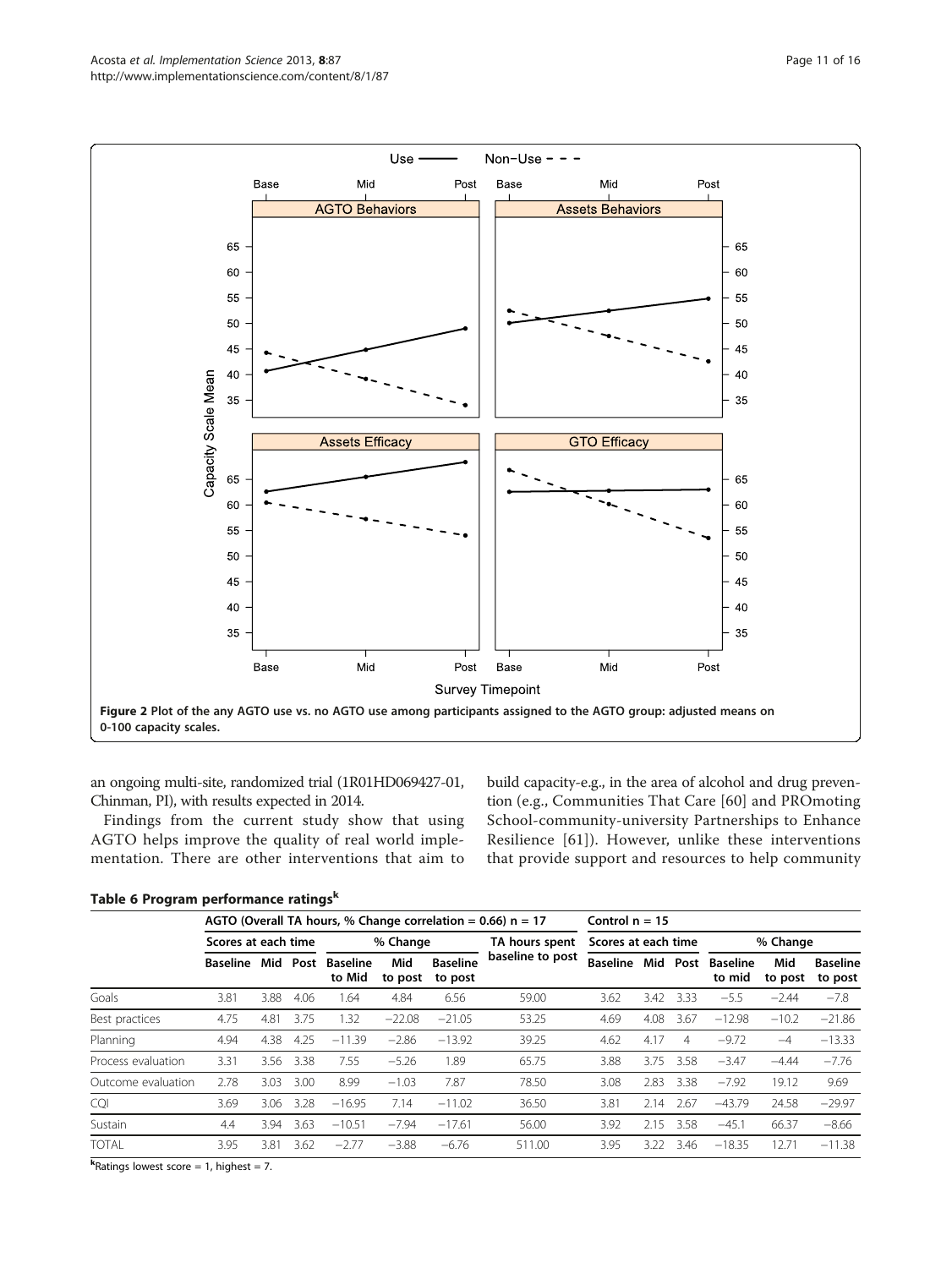Figure 2 Plot of the any AGTO use vs. no AGTO use among participants assigned to the AGTO group: adjusted means on 0-100 capacity scales.

an ongoing multi-site, randomized trial (1R01HD069427-01, Chinman, PI), with results expected in 2014.

Findings from the current study show that using AGTO helps improve the quality of real world implementation. There are other interventions that aim to build capacity-e.g., in the area of alcohol and drug prevention (e.g., Communities That Care [60] and PROmoting School-community-university Partnerships to Enhance Resilience [61]). However, unlike these interventions that provide support and resources to help community

**Table 6 Program performance ratings[k]**

| | AGTO (Overall TA hours, % Change correlation = 0.66) n = 17 | | | | | | | Control n = 15 | | | | | |
|---|---|---|---|---|---|---|---|---|---|---|---|---|---|
| | Scores at each time | | | % Change | | | TA hours spent baseline to post | Scores at each time | | | % Change | | |
| | Baseline | Mid | Post | Baseline to Mid | Mid to post | Baseline to post | | Baseline | Mid | Post | Baseline to mid | Mid to post | Baseline to post |
| Goals | 3.81 | 3.88 | 4.06 | 1.64 | 4.84 | 6.56 | 59.00 | 3.62 | 3.42 | 3.33 | −5.5 | −2.44 | −7.8 |
| Best practices | 4.75 | 4.81 | 3.75 | 1.32 | −22.08 | −21.05 | 53.25 | 4.69 | 4.08 | 3.67 | −12.98 | −10.2 | −21.86 |
| Planning | 4.94 | 4.38 | 4.25 | −11.39 | −2.86 | −13.92 | 39.25 | 4.62 | 4.17 | 4 | −9.72 | −4 | −13.33 |
| Process evaluation | 3.31 | 3.56 | 3.38 | 7.55 | −5.26 | 1.89 | 65.75 | 3.88 | 3.75 | 3.58 | −3.47 | −4.44 | −7.76 |
| Outcome evaluation | 2.78 | 3.03 | 3.00 | 8.99 | −1.03 | 7.87 | 78.50 | 3.08 | 2.83 | 3.38 | −7.92 | 19.12 | 9.69 |
| CQI | 3.69 | 3.06 | 3.28 | −16.95 | 7.14 | −11.02 | 36.50 | 3.81 | 2.14 | 2.67 | −43.79 | 24.58 | −29.97 |
| Sustain | 4.4 | 3.94 | 3.63 | −10.51 | −7.94 | −17.61 | 56.00 | 3.92 | 2.15 | 3.58 | −45.1 | 66.37 | −8.66 |
| TOTAL | 3.95 | 3.81 | 3.62 | −2.77 | −3.88 | −6.76 | 511.00 | 3.95 | 3.22 | 3.46 | −18.35 | 12.71 | −11.38 |

[k]Ratings lowest score = 1, highest = 7.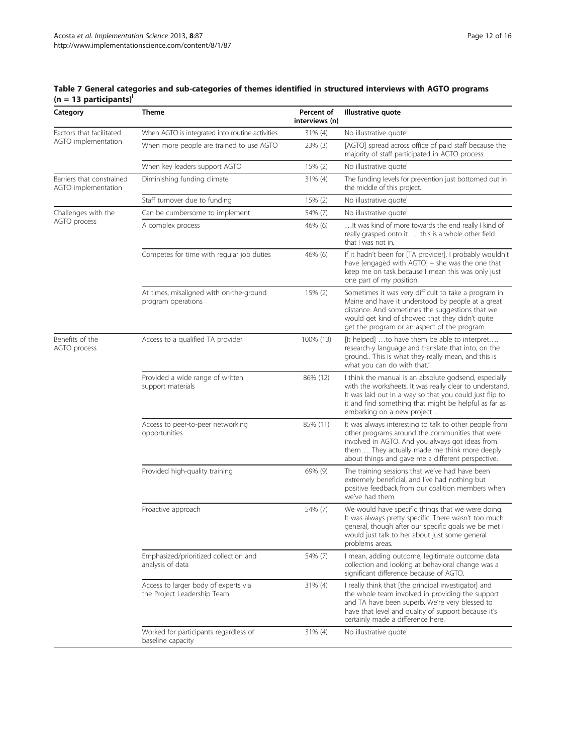**Table 7 General categories and sub-categories of themes identified in structured interviews with AGTO programs (n = 13 participants)[I]**

| Category | Theme | Percent of interviews (n) | Illustrative quote |
|---|---|---|---|
| Factors that facilitated AGTO implementation | When AGTO is integrated into routine activities | 31% (4) | No illustrative quote[I] |
| | When more people are trained to use AGTO | 23% (3) | [AGTO] spread across office of paid staff because the majority of staff participated in AGTO process. |
| | When key leaders support AGTO | 15% (2) | No illustrative quote[I] |
| Barriers that constrained AGTO implementation | Diminishing funding climate | 31% (4) | The funding levels for prevention just bottomed out in the middle of this project. |
| | Staff turnover due to funding | 15% (2) | No illustrative quote[I] |
| Challenges with the AGTO process | Can be cumbersome to implement | 54% (7) | No illustrative quote[I] |
| | A complex process | 46% (6) | …It was kind of more towards the end really I kind of really grasped onto it. … this is a whole other field that I was not in. |
| | Competes for time with regular job duties | 46% (6) | If it hadn't been for [TA provider], I probably wouldn't have [engaged with AGTO] – she was the one that keep me on task because I mean this was only just one part of my position. |
| | At times, misaligned with on-the-ground program operations | 15% (2) | Sometimes it was very difficult to take a program in Maine and have it understood by people at a great distance. And sometimes the suggestions that we would get kind of showed that they didn't quite get the program or an aspect of the program. |
| Benefits of the AGTO process | Access to a qualified TA provider | 100% (13) | [It helped] …to have them be able to interpret…. research-y language and translate that into, on the ground.. 'This is what they really mean, and this is what you can do with that.' |
| | Provided a wide range of written support materials | 86% (12) | I think the manual is an absolute godsend, especially with the worksheets. It was really clear to understand. It was laid out in a way so that you could just flip to it and find something that might be helpful as far as embarking on a new project… |
| | Access to peer-to-peer networking opportunities | 85% (11) | It was always interesting to talk to other people from other programs around the communities that were involved in AGTO. And you always got ideas from them…. They actually made me think more deeply about things and gave me a different perspective. |
| | Provided high-quality training | 69% (9) | The training sessions that we've had have been extremely beneficial, and I've had nothing but positive feedback from our coalition members when we've had them. |
| | Proactive approach | 54% (7) | We would have specific things that we were doing. It was always pretty specific. There wasn't too much general, though after our specific goals we be met I would just talk to her about just some general problems areas. |
| | Emphasized/prioritized collection and analysis of data | 54% (7) | I mean, adding outcome, legitimate outcome data collection and looking at behavioral change was a significant difference because of AGTO. |
| | Access to larger body of experts via the Project Leadership Team | 31% (4) | I really think that [the principal investigator] and the whole team involved in providing the support and TA have been superb. We're very blessed to have that level and quality of support because it's certainly made a difference here. |
| | Worked for participants regardless of baseline capacity | 31% (4) | No illustrative quote[I] |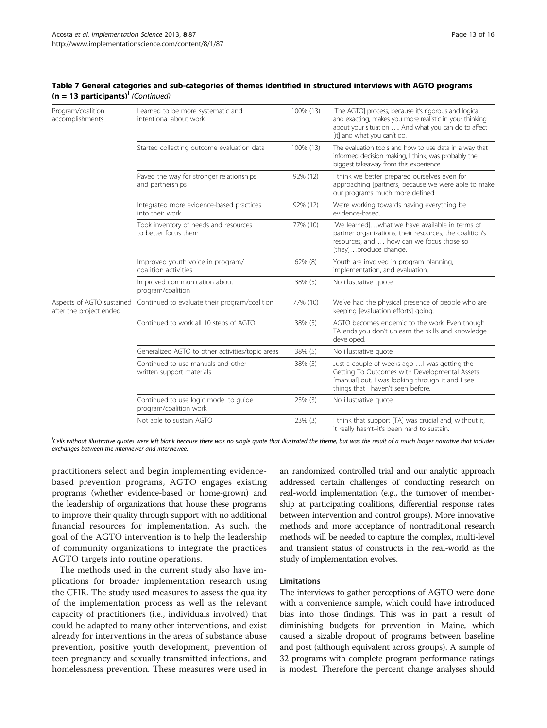**Table 7 General categories and sub-categories of themes identified in structured interviews with AGTO programs (n = 13 participants)[I]** *(Continued)*

| | | | |
|---|---|---|---|
| Program/coalition accomplishments | Learned to be more systematic and intentional about work | 100% (13) | [The AGTO] process, because it's rigorous and logical and exacting, makes you more realistic in your thinking about your situation …. And what you can do to affect [it] and what you can't do. |
| | Started collecting outcome evaluation data | 100% (13) | The evaluation tools and how to use data in a way that informed decision making, I think, was probably the biggest takeaway from this experience. |
| | Paved the way for stronger relationships and partnerships | 92% (12) | I think we better prepared ourselves even for approaching [partners] because we were able to make our programs much more defined. |
| | Integrated more evidence-based practices into their work | 92% (12) | We're working towards having everything be evidence-based. |
| | Took inventory of needs and resources to better focus them | 77% (10) | [We learned]…what we have available in terms of partner organizations, their resources, the coalition's resources, and … how can we focus those so [they]…produce change. |
| | Improved youth voice in program/coalition activities | 62% (8) | Youth are involved in program planning, implementation, and evaluation. |
| | Improved communication about program/coalition | 38% (5) | No illustrative quote[I] |
| Aspects of AGTO sustained after the project ended | Continued to evaluate their program/coalition | 77% (10) | We've had the physical presence of people who are keeping [evaluation efforts] going. |
| | Continued to work all 10 steps of AGTO | 38% (5) | AGTO becomes endemic to the work. Even though TA ends you don't unlearn the skills and knowledge developed. |
| | Generalized AGTO to other activities/topic areas | 38% (5) | No illustrative quote[I] |
| | Continued to use manuals and other written support materials | 38% (5) | Just a couple of weeks ago …I was getting the Getting To Outcomes with Developmental Assets [manual] out. I was looking through it and I see things that I haven't seen before. |
| | Continued to use logic model to guide program/coalition work | 23% (3) | No illustrative quote[I] |
| | Not able to sustain AGTO | 23% (3) | I think that support [TA] was crucial and, without it, it really hasn't–it's been hard to sustain. |

[I]*Cells without illustrative quotes were left blank because there was no single quote that illustrated the theme, but was the result of a much longer narrative that includes exchanges between the interviewer and interviewee.*

practitioners select and begin implementing evidence-based prevention programs, AGTO engages existing programs (whether evidence-based or home-grown) and the leadership of organizations that house these programs to improve their quality through support with no additional financial resources for implementation. As such, the goal of the AGTO intervention is to help the leadership of community organizations to integrate the practices AGTO targets into routine operations.

The methods used in the current study also have implications for broader implementation research using the CFIR. The study used measures to assess the quality of the implementation process as well as the relevant capacity of practitioners (i.e., individuals involved) that could be adapted to many other interventions, and exist already for interventions in the areas of substance abuse prevention, positive youth development, prevention of teen pregnancy and sexually transmitted infections, and homelessness prevention. These measures were used in an randomized controlled trial and our analytic approach addressed certain challenges of conducting research on real-world implementation (e.g., the turnover of membership at participating coalitions, differential response rates between intervention and control groups). More innovative methods and more acceptance of nontraditional research methods will be needed to capture the complex, multi-level and transient status of constructs in the real-world as the study of implementation evolves.

### Limitations

The interviews to gather perceptions of AGTO were done with a convenience sample, which could have introduced bias into those findings. This was in part a result of diminishing budgets for prevention in Maine, which caused a sizable dropout of programs between baseline and post (although equivalent across groups). A sample of 32 programs with complete program performance ratings is modest. Therefore the percent change analyses should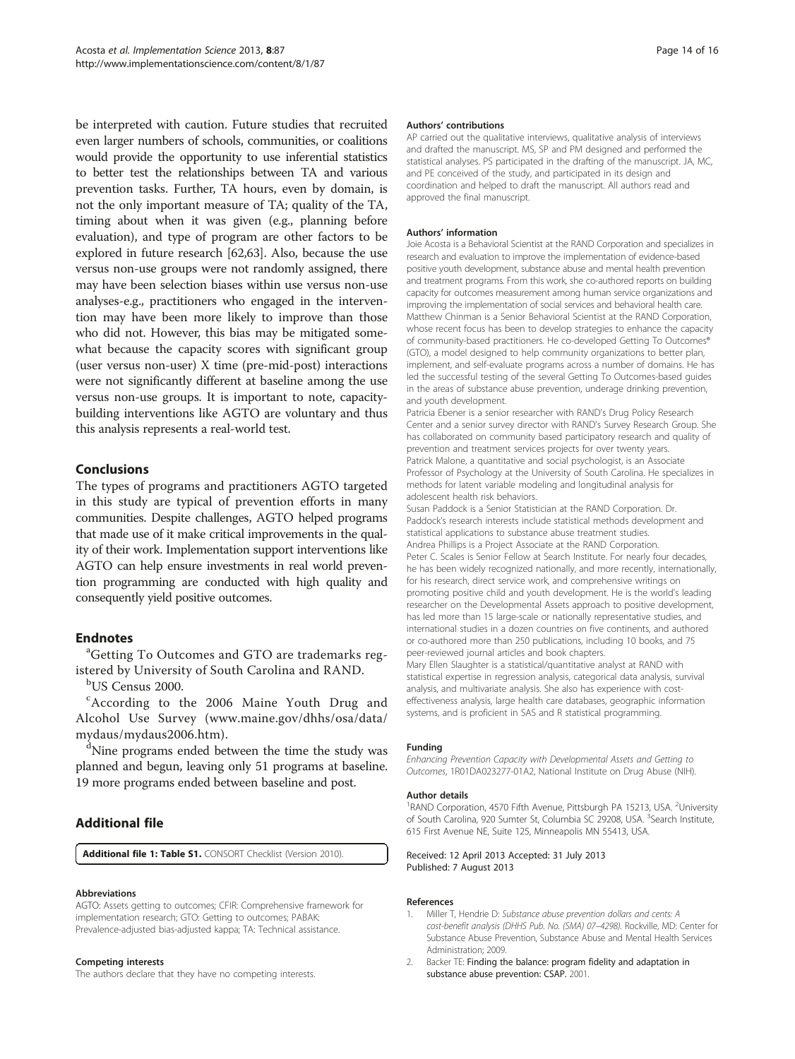be interpreted with caution. Future studies that recruited even larger numbers of schools, communities, or coalitions would provide the opportunity to use inferential statistics to better test the relationships between TA and various prevention tasks. Further, TA hours, even by domain, is not the only important measure of TA; quality of the TA, timing about when it was given (e.g., planning before evaluation), and type of program are other factors to be explored in future research [62,63]. Also, because the use versus non-use groups were not randomly assigned, there may have been selection biases within use versus non-use analyses-e.g., practitioners who engaged in the intervention may have been more likely to improve than those who did not. However, this bias may be mitigated somewhat because the capacity scores with significant group (user versus non-user) X time (pre-mid-post) interactions were not significantly different at baseline among the use versus non-use groups. It is important to note, capacity-building interventions like AGTO are voluntary and thus this analysis represents a real-world test.

## Conclusions

The types of programs and practitioners AGTO targeted in this study are typical of prevention efforts in many communities. Despite challenges, AGTO helped programs that made use of it make critical improvements in the quality of their work. Implementation support interventions like AGTO can help ensure investments in real world prevention programming are conducted with high quality and consequently yield positive outcomes.

## Endnotes

[a]Getting To Outcomes and GTO are trademarks registered by University of South Carolina and RAND.

[b]US Census 2000.

[c]According to the 2006 Maine Youth Drug and Alcohol Use Survey (www.maine.gov/dhhs/osa/data/mydaus/mydaus2006.htm).

[d]Nine programs ended between the time the study was planned and begun, leaving only 51 programs at baseline. 19 more programs ended between baseline and post.

## Additional file

**Additional file 1: Table S1.** CONSORT Checklist (Version 2010).

#### Abbreviations

AGTO: Assets getting to outcomes; CFIR: Comprehensive framework for implementation research; GTO: Getting to outcomes; PABAK: Prevalence-adjusted bias-adjusted kappa; TA: Technical assistance.

#### Competing interests

The authors declare that they have no competing interests.

#### Authors' contributions

AP carried out the qualitative interviews, qualitative analysis of interviews and drafted the manuscript. MS, SP and PM designed and performed the statistical analyses. PS participated in the drafting of the manuscript. JA, MC, and PE conceived of the study, and participated in its design and coordination and helped to draft the manuscript. All authors read and approved the final manuscript.

#### Authors' information

Joie Acosta is a Behavioral Scientist at the RAND Corporation and specializes in research and evaluation to improve the implementation of evidence-based positive youth development, substance abuse and mental health prevention and treatment programs. From this work, she co-authored reports on building capacity for outcomes measurement among human service organizations and improving the implementation of social services and behavioral health care.
Matthew Chinman is a Senior Behavioral Scientist at the RAND Corporation, whose recent focus has been to develop strategies to enhance the capacity of community-based practitioners. He co-developed Getting To Outcomes® (GTO), a model designed to help community organizations to better plan, implement, and self-evaluate programs across a number of domains. He has led the successful testing of the several Getting To Outcomes-based guides in the areas of substance abuse prevention, underage drinking prevention, and youth development.
Patricia Ebener is a senior researcher with RAND's Drug Policy Research Center and a senior survey director with RAND's Survey Research Group. She has collaborated on community based participatory research and quality of prevention and treatment services projects for over twenty years.
Patrick Malone, a quantitative and social psychologist, is an Associate Professor of Psychology at the University of South Carolina. He specializes in methods for latent variable modeling and longitudinal analysis for adolescent health risk behaviors.
Susan Paddock is a Senior Statistician at the RAND Corporation. Dr. Paddock's research interests include statistical methods development and statistical applications to substance abuse treatment studies.
Andrea Phillips is a Project Associate at the RAND Corporation.
Peter C. Scales is Senior Fellow at Search Institute. For nearly four decades, he has been widely recognized nationally, and more recently, internationally, for his research, direct service work, and comprehensive writings on promoting positive child and youth development. He is the world's leading researcher on the Developmental Assets approach to positive development, has led more than 15 large-scale or nationally representative studies, and international studies in a dozen countries on five continents, and authored or co-authored more than 250 publications, including 10 books, and 75 peer-reviewed journal articles and book chapters.
Mary Ellen Slaughter is a statistical/quantitative analyst at RAND with statistical expertise in regression analysis, categorical data analysis, survival analysis, and multivariate analysis. She also has experience with cost-effectiveness analysis, large health care databases, geographic information systems, and is proficient in SAS and R statistical programming.

#### Funding

*Enhancing Prevention Capacity with Developmental Assets and Getting to Outcomes*, 1R01DA023277-01A2, National Institute on Drug Abuse (NIH).

#### Author details

[1]RAND Corporation, 4570 Fifth Avenue, Pittsburgh PA 15213, USA. [2]University of South Carolina, 920 Sumter St, Columbia SC 29208, USA. [3]Search Institute, 615 First Avenue NE, Suite 125, Minneapolis MN 55413, USA.

Received: 12 April 2013 Accepted: 31 July 2013
Published: 7 August 2013

#### References

1. Miller T, Hendrie D: *Substance abuse prevention dollars and cents: A cost-benefit analysis (DHHS Pub. No. (SMA) 07–4298)*. Rockville, MD: Center for Substance Abuse Prevention, Substance Abuse and Mental Health Services Administration; 2009.
2. Backer TE: **Finding the balance: program fidelity and adaptation in substance abuse prevention: CSAP.** 2001.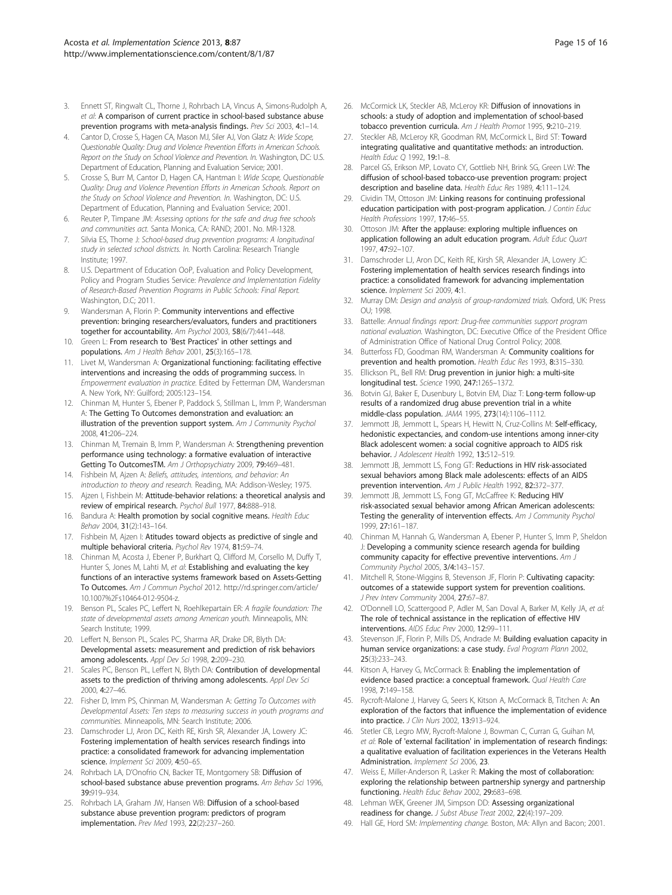3. Ennett ST, Ringwalt CL, Thorne J, Rohrbach LA, Vincus A, Simons-Rudolph A, *et al*: **A comparison of current practice in school-based substance abuse prevention programs with meta-analysis findings.** *Prev Sci* 2003, **4**:1–14.
4. Cantor D, Crosse S, Hagen CA, Mason MJ, Siler AJ, Von Glatz A: *Wide Scope, Questionable Quality: Drug and Violence Prevention Efforts in American Schools. Report on the Study on School Violence and Prevention. In.* Washington, DC: U.S. Department of Education, Planning and Evaluation Service; 2001.
5. Crosse S, Burr M, Cantor D, Hagen CA, Hantman I: *Wide Scope, Questionable Quality: Drug and Violence Prevention Efforts in American Schools. Report on the Study on School Violence and Prevention. In.* Washington, DC: U.S. Department of Education, Planning and Evaluation Service; 2001.
6. Reuter P, Timpane JM: *Assessing options for the safe and drug free schools and communities act.* Santa Monica, CA: RAND; 2001. No. MR-1328.
7. Silvia ES, Thorne J: *School-based drug prevention programs: A longitudinal study in selected school districts. In.* North Carolina: Research Triangle Institute; 1997.
8. U.S. Department of Education OoP, Evaluation and Policy Development, Policy and Program Studies Service: *Prevalence and Implementation Fidelity of Research-Based Prevention Programs in Public Schools: Final Report.* Washington, D.C; 2011.
9. Wandersman A, Florin P: **Community interventions and effective prevention: bringing researchers/evaluators, funders and practitioners together for accountability.** *Am Psychol* 2003, **58**(6/7):441–448.
10. Green L: **From research to 'Best Practices' in other settings and populations.** *Am J Health Behav* 2001, **25**(3):165–178.
11. Livet M, Wandersman A: **Organizational functioning: facilitating effective interventions and increasing the odds of programming success.** In *Empowerment evaluation in practice.* Edited by Fetterman DM, Wandersman A. New York, NY: Guilford; 2005:123–154.
12. Chinman M, Hunter S, Ebener P, Paddock S, Stillman L, Imm P, Wandersman A: **The Getting To Outcomes demonstration and evaluation: an illustration of the prevention support system.** *Am J Community Psychol* 2008, **41**:206–224.
13. Chinman M, Tremain B, Imm P, Wandersman A: **Strengthening prevention performance using technology: a formative evaluation of interactive Getting To OutcomesTM.** *Am J Orthopsychiatry* 2009, **79**:469–481.
14. Fishbein M, Ajzen A: *Beliefs, attitudes, intentions, and behavior: An introduction to theory and research.* Reading, MA: Addison-Wesley; 1975.
15. Ajzen I, Fishbein M: **Attitude-behavior relations: a theoretical analysis and review of empirical research.** *Psychol Bull* 1977, **84**:888–918.
16. Bandura A: **Health promotion by social cognitive means.** *Health Educ Behav* 2004, **31**(2):143–164.
17. Fishbein M, Ajzen I: **Atitudes toward objects as predictive of single and multiple behavioral criteria.** *Psychol Rev* 1974, **81**:59–74.
18. Chinman M, Acosta J, Ebener P, Burkhart Q, Clifford M, Corsello M, Duffy T, Hunter S, Jones M, Lahti M, *et al*: **Establishing and evaluating the key functions of an interactive systems framework based on Assets-Getting To Outcomes.** *Am J Commun Psychol* 2012. http://rd.springer.com/article/10.1007%2Fs10464-012-9504-z.
19. Benson PL, Scales PC, Leffert N, Roehlkepartain ER: *A fragile foundation: The state of developmental assets among American youth.* Minneapolis, MN: Search Institute; 1999.
20. Leffert N, Benson PL, Scales PC, Sharma AR, Drake DR, Blyth DA: **Developmental assets: measurement and prediction of risk behaviors among adolescents.** *Appl Dev Sci* 1998, **2**:209–230.
21. Scales PC, Benson PL, Leffert N, Blyth DA: **Contribution of developmental assets to the prediction of thriving among adolescents.** *Appl Dev Sci* 2000, **4**:27–46.
22. Fisher D, Imm PS, Chinman M, Wandersman A: *Getting To Outcomes with Developmental Assets: Ten steps to measuring success in youth programs and communities.* Minneapolis, MN: Search Institute; 2006.
23. Damschroder LJ, Aron DC, Keith RE, Kirsh SR, Alexander JA, Lowery JC: **Fostering implementation of health services research findings into practice: a consolidated framework for advancing implementation science.** *Implement Sci* 2009, **4**:50–65.
24. Rohrbach LA, D'Onofrio CN, Backer TE, Montgomery SB: **Diffusion of school-based substance abuse prevention programs.** *Am Behav Sci* 1996, **39**:919–934.
25. Rohrbach LA, Graham JW, Hansen WB: **Diffusion of a school-based substance abuse prevention program: predictors of program implementation.** *Prev Med* 1993, **22**(2):237–260.
26. McCormick LK, Steckler AB, McLeroy KR: **Diffusion of innovations in schools: a study of adoption and implementation of school-based tobacco prevention curricula.** *Am J Health Promot* 1995, **9**:210–219.
27. Steckler AB, McLeroy KR, Goodman RM, McCormick L, Bird ST: **Toward integrating qualitative and quantitative methods: an introduction.** *Health Educ Q* 1992, **19**:1–8.
28. Parcel GS, Erikson MP, Lovato CY, Gottlieb NH, Brink SG, Green LW: **The diffusion of school-based tobacco-use prevention program: project description and baseline data.** *Health Educ Res* 1989, **4**:111–124.
29. Cividin TM, Ottoson JM: **Linking reasons for continuing professional education participation with post-program application.** *J Contin Educ Health Professions* 1997, **17**:46–55.
30. Ottoson JM: **After the applause: exploring multiple influences on application following an adult education program.** *Adult Educ Quart* 1997, **47**:92–107.
31. Damschroder LJ, Aron DC, Keith RE, Kirsh SR, Alexander JA, Lowery JC: **Fostering implementation of health services research findings into practice: a consolidated framework for advancing implementation science.** *Implement Sci* 2009, **4**:1.
32. Murray DM: *Design and analysis of group-randomized trials.* Oxford, UK: Press OU; 1998.
33. Battelle: *Annual findings report: Drug-free communities support program national evaluation.* Washington, DC: Executive Office of the President Office of Administration Office of National Drug Control Policy; 2008.
34. Butterfoss FD, Goodman RM, Wandersman A: **Community coalitions for prevention and health promotion.** *Health Educ Res* 1993, **8**:315–330.
35. Ellickson PL, Bell RM: **Drug prevention in junior high: a multi-site longitudinal test.** *Science* 1990, **247**:1265–1372.
36. Botvin GJ, Baker E, Dusenbury L, Botvin EM, Diaz T: **Long-term follow-up results of a randomized drug abuse prevention trial in a white middle-class population.** *JAMA* 1995, **273**(14):1106–1112.
37. Jemmott JB, Jemmott L, Spears H, Hewitt N, Cruz-Collins M: **Self-efficacy, hedonistic expectancies, and condom-use intentions among inner-city Black adolescent women: a social cognitive approach to AIDS risk behavior.** *J Adolescent Health* 1992, **13**:512–519.
38. Jemmott JB, Jemmott LS, Fong GT: **Reductions in HIV risk-associated sexual behaviors among Black male adolescents: effects of an AIDS prevention intervention.** *Am J Public Health* 1992, **82**:372–377.
39. Jemmott JB, Jemmott LS, Fong GT, McCaffree K: **Reducing HIV risk-associated sexual behavior among African American adolescents: Testing the generality of intervention effects.** *Am J Community Psychol* 1999, **27**:161–187.
40. Chinman M, Hannah G, Wandersman A, Ebener P, Hunter S, Imm P, Sheldon J: **Developing a community science research agenda for building community capacity for effective preventive interventions.** *Am J Community Psychol* 2005, **3/4**:143–157.
41. Mitchell R, Stone-Wiggins B, Stevenson JF, Florin P: **Cultivating capacity: outcomes of a statewide support system for prevention coalitions.** *J Prev Interv Community* 2004, **27**:67–87.
42. O'Donnell LO, Scattergood P, Adler M, San Doval A, Barker M, Kelly JA, *et al*: **The role of technical assistance in the replication of effective HIV interventions.** *AIDS Educ Prev* 2000, **12**:99–111.
43. Stevenson JF, Florin P, Mills DS, Andrade M: **Building evaluation capacity in human service organizations: a case study.** *Eval Program Plann* 2002, **25**(3):233–243.
44. Kitson A, Harvey G, McCormack B: **Enabling the implementation of evidence based practice: a conceptual framework.** *Qual Health Care* 1998, **7**:149–158.
45. Rycroft-Malone J, Harvey G, Seers K, Kitson A, McCormack B, Titchen A: **An exploration of the factors that influence the implementation of evidence into practice.** *J Clin Nurs* 2002, **13**:913–924.
46. Stetler CB, Legro MW, Rycroft-Malone J, Bowman C, Curran G, Guihan M, *et al*: **Role of 'external facilitation' in implementation of research findings: a qualitative evaluation of facilitation experiences in the Veterans Health Administration.** *Implement Sci* 2006, **23**.
47. Weiss E, Miller-Anderson R, Lasker R: **Making the most of collaboration: exploring the relationship between partnership synergy and partnership functioning.** *Health Educ Behav* 2002, **29**:683–698.
48. Lehman WEK, Greener JM, Simpson DD: **Assessing organizational readiness for change.** *J Subst Abuse Treat* 2002, **22**(4):197–209.
49. Hall GE, Hord SM: *Implementing change.* Boston, MA: Allyn and Bacon; 2001.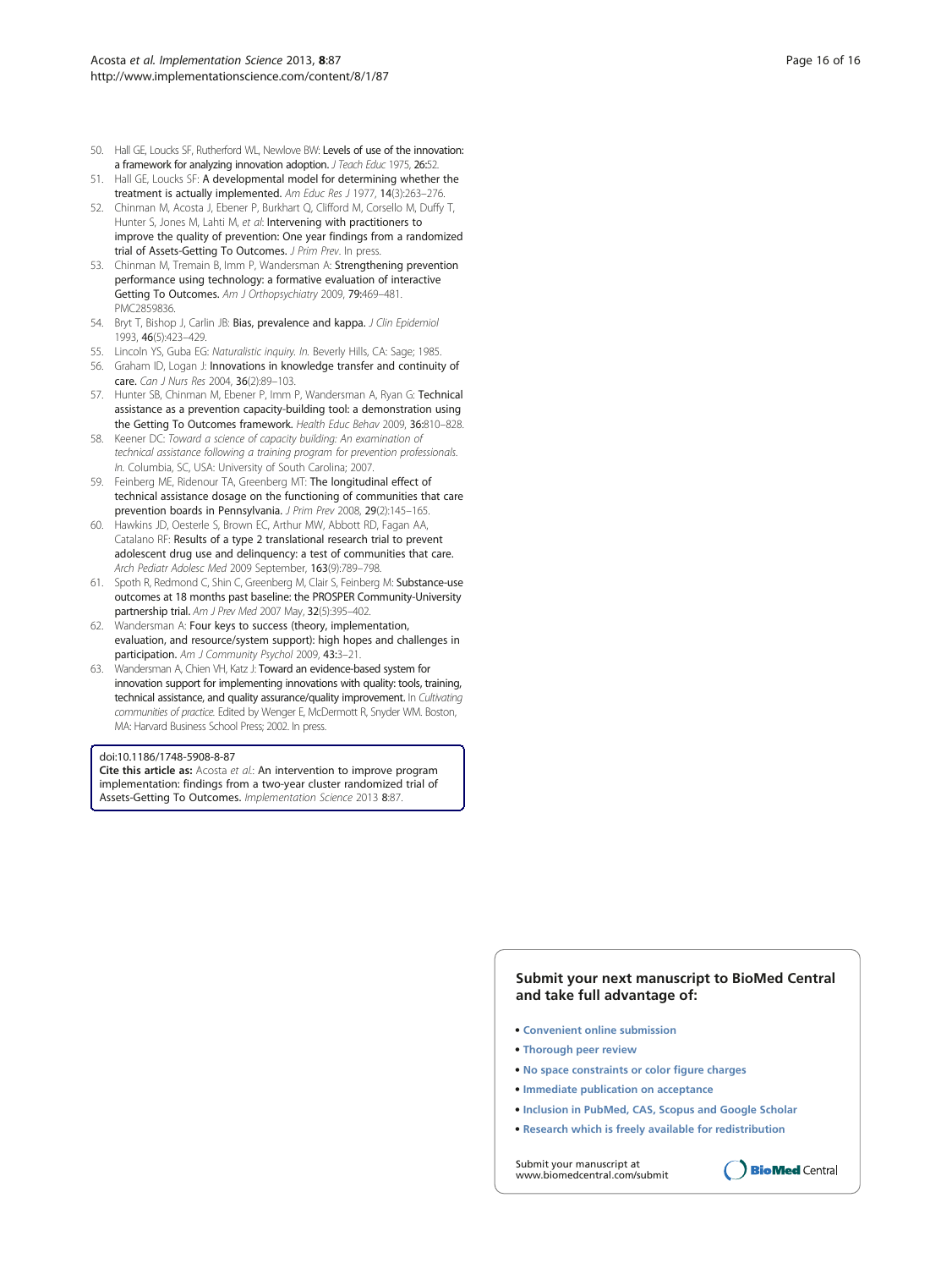50. Hall GE, Loucks SF, Rutherford WL, Newlove BW: **Levels of use of the innovation: a framework for analyzing innovation adoption.** *J Teach Educ* 1975, **26:**52.
51. Hall GE, Loucks SF: **A developmental model for determining whether the treatment is actually implemented.** *Am Educ Res J* 1977, **14**(3):263–276.
52. Chinman M, Acosta J, Ebener P, Burkhart Q, Clifford M, Corsello M, Duffy T, Hunter S, Jones M, Lahti M, *et al*: **Intervening with practitioners to improve the quality of prevention: One year findings from a randomized trial of Assets-Getting To Outcomes.** *J Prim Prev*. In press.
53. Chinman M, Tremain B, Imm P, Wandersman A: **Strengthening prevention performance using technology: a formative evaluation of interactive Getting To Outcomes.** *Am J Orthopsychiatry* 2009, **79:**469–481. PMC2859836.
54. Bryt T, Bishop J, Carlin JB: **Bias, prevalence and kappa.** *J Clin Epidemiol* 1993, **46**(5):423–429.
55. Lincoln YS, Guba EG: *Naturalistic inquiry. In.* Beverly Hills, CA: Sage; 1985.
56. Graham ID, Logan J: **Innovations in knowledge transfer and continuity of care.** *Can J Nurs Res* 2004, **36**(2):89–103.
57. Hunter SB, Chinman M, Ebener P, Imm P, Wandersman A, Ryan G: **Technical assistance as a prevention capacity-building tool: a demonstration using the Getting To Outcomes framework.** *Health Educ Behav* 2009, **36:**810–828.
58. Keener DC: *Toward a science of capacity building: An examination of technical assistance following a training program for prevention professionals. In.* Columbia, SC, USA: University of South Carolina; 2007.
59. Feinberg ME, Ridenour TA, Greenberg MT: **The longitudinal effect of technical assistance dosage on the functioning of communities that care prevention boards in Pennsylvania.** *J Prim Prev* 2008, **29**(2):145–165.
60. Hawkins JD, Oesterle S, Brown EC, Arthur MW, Abbott RD, Fagan AA, Catalano RF: **Results of a type 2 translational research trial to prevent adolescent drug use and delinquency: a test of communities that care.** *Arch Pediatr Adolesc Med* 2009 September, **163**(9):789–798.
61. Spoth R, Redmond C, Shin C, Greenberg M, Clair S, Feinberg M: **Substance-use outcomes at 18 months past baseline: the PROSPER Community-University partnership trial.** *Am J Prev Med* 2007 May, **32**(5):395–402.
62. Wandersman A: **Four keys to success (theory, implementation, evaluation, and resource/system support): high hopes and challenges in participation.** *Am J Community Psychol* 2009, **43:**3–21.
63. Wandersman A, Chien VH, Katz J: **Toward an evidence-based system for innovation support for implementing innovations with quality: tools, training, technical assistance, and quality assurance/quality improvement.** In *Cultivating communities of practice.* Edited by Wenger E, McDermott R, Snyder WM. Boston, MA: Harvard Business School Press; 2002. In press.

doi:10.1186/1748-5908-8-87
**Cite this article as:** Acosta *et al.*: An intervention to improve program implementation: findings from a two-year cluster randomized trial of Assets-Getting To Outcomes. *Implementation Science* 2013 **8**:87.

**Submit your next manuscript to BioMed Central and take full advantage of:**

- **Convenient online submission**
- **Thorough peer review**
- **No space constraints or color figure charges**
- **Immediate publication on acceptance**
- **Inclusion in PubMed, CAS, Scopus and Google Scholar**
- **Research which is freely available for redistribution**

Submit your manuscript at
www.biomedcentral.com/submit

BioMed Central